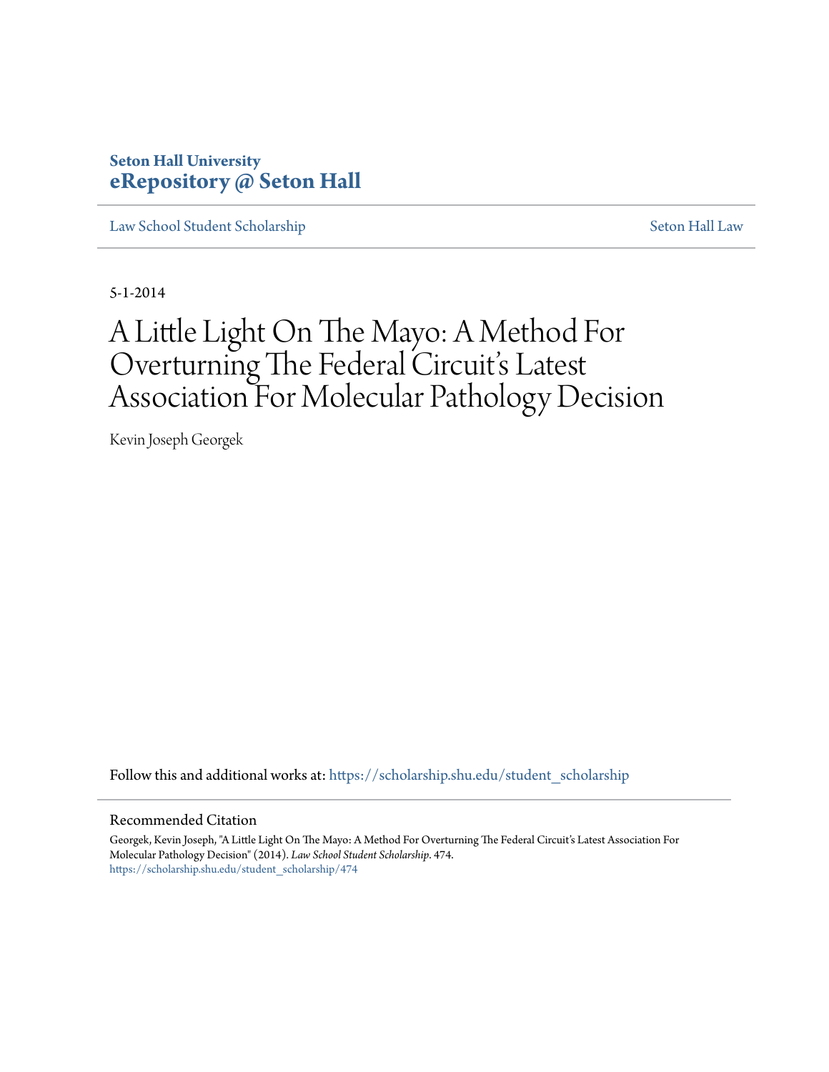**Seton Hall University**
**eRepository @ Seton Hall**

Law School Student Scholarship | Seton Hall Law

5-1-2014

# A Little Light On The Mayo: A Method For Overturning The Federal Circuit's Latest Association For Molecular Pathology Decision

Kevin Joseph Georgek

Follow this and additional works at: https://scholarship.shu.edu/student_scholarship

## Recommended Citation

Georgek, Kevin Joseph, "A Little Light On The Mayo: A Method For Overturning The Federal Circuit's Latest Association For Molecular Pathology Decision" (2014). *Law School Student Scholarship*. 474.
https://scholarship.shu.edu/student_scholarship/474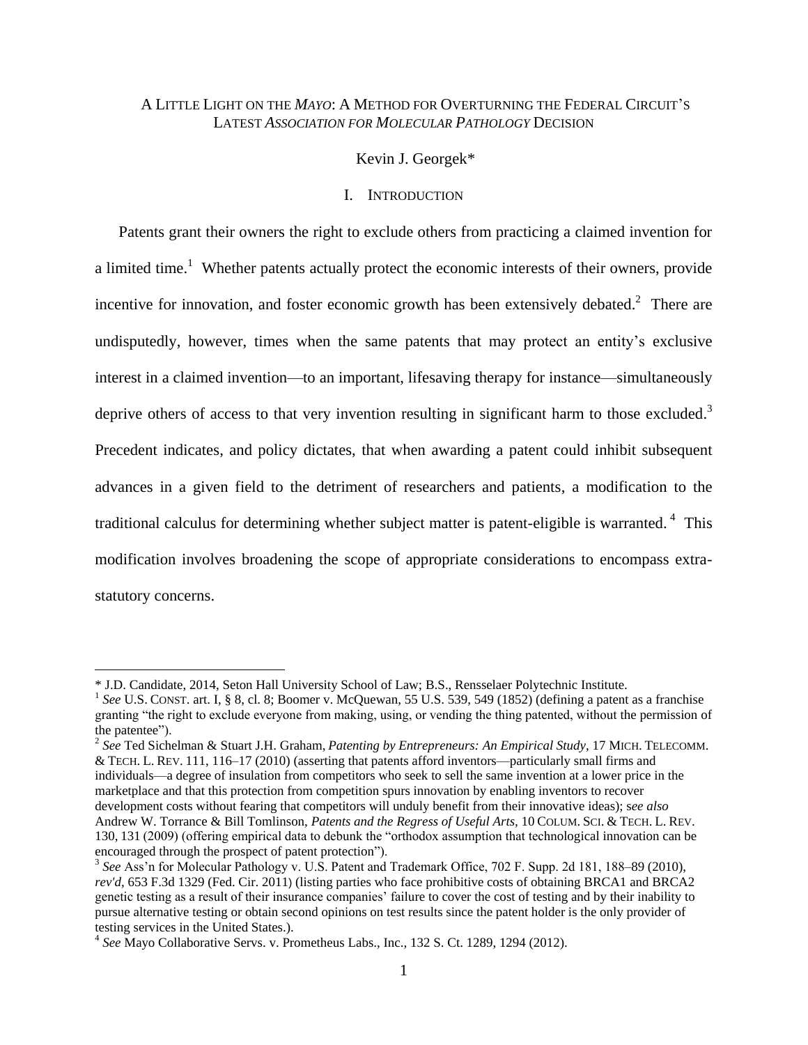# A Little Light on the *Mayo*: A Method for Overturning the Federal Circuit's Latest *Association for Molecular Pathology* Decision

Kevin J. Georgek*

## I. Introduction

Patents grant their owners the right to exclude others from practicing a claimed invention for a limited time.[1] Whether patents actually protect the economic interests of their owners, provide incentive for innovation, and foster economic growth has been extensively debated.[2] There are undisputedly, however, times when the same patents that may protect an entity's exclusive interest in a claimed invention—to an important, lifesaving therapy for instance—simultaneously deprive others of access to that very invention resulting in significant harm to those excluded.[3] Precedent indicates, and policy dictates, that when awarding a patent could inhibit subsequent advances in a given field to the detriment of researchers and patients, a modification to the traditional calculus for determining whether subject matter is patent-eligible is warranted.[4] This modification involves broadening the scope of appropriate considerations to encompass extra-statutory concerns.

---

\* J.D. Candidate, 2014, Seton Hall University School of Law; B.S., Rensselaer Polytechnic Institute.

[1] *See* U.S. Const. art. I, § 8, cl. 8; Boomer v. McQuewan, 55 U.S. 539, 549 (1852) (defining a patent as a franchise granting "the right to exclude everyone from making, using, or vending the thing patented, without the permission of the patentee").

[2] *See* Ted Sichelman & Stuart J.H. Graham, *Patenting by Entrepreneurs: An Empirical Study*, 17 Mich. Telecomm. & Tech. L. Rev. 111, 116–17 (2010) (asserting that patents afford inventors—particularly small firms and individuals—a degree of insulation from competitors who seek to sell the same invention at a lower price in the marketplace and that this protection from competition spurs innovation by enabling inventors to recover development costs without fearing that competitors will unduly benefit from their innovative ideas); s*ee also* Andrew W. Torrance & Bill Tomlinson, *Patents and the Regress of Useful Arts,* 10 Colum. Sci. & Tech. L. Rev. 130, 131 (2009) (offering empirical data to debunk the "orthodox assumption that technological innovation can be encouraged through the prospect of patent protection").

[3] *See* Ass'n for Molecular Pathology v. U.S. Patent and Trademark Office, 702 F. Supp. 2d 181, 188–89 (2010), *rev'd*, 653 F.3d 1329 (Fed. Cir. 2011) (listing parties who face prohibitive costs of obtaining BRCA1 and BRCA2 genetic testing as a result of their insurance companies' failure to cover the cost of testing and by their inability to pursue alternative testing or obtain second opinions on test results since the patent holder is the only provider of testing services in the United States.).

[4] *See* Mayo Collaborative Servs. v. Prometheus Labs., Inc., 132 S. Ct. 1289, 1294 (2012).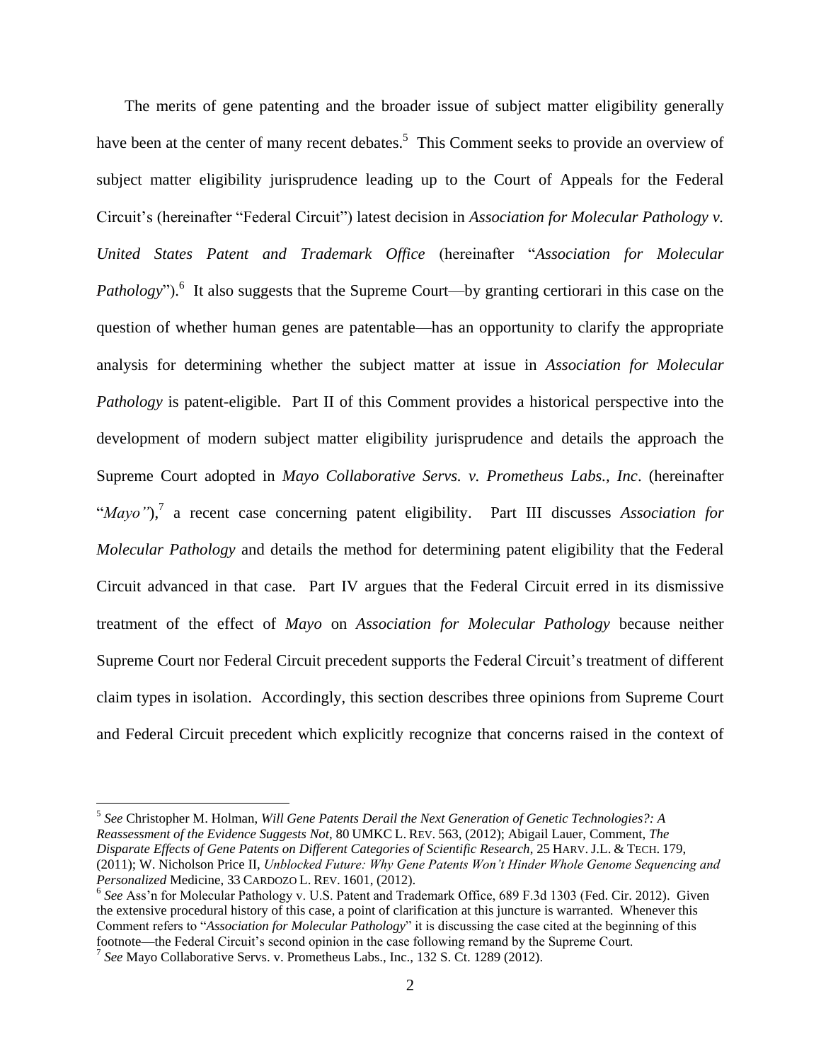The merits of gene patenting and the broader issue of subject matter eligibility generally have been at the center of many recent debates.[5] This Comment seeks to provide an overview of subject matter eligibility jurisprudence leading up to the Court of Appeals for the Federal Circuit's (hereinafter "Federal Circuit") latest decision in *Association for Molecular Pathology v. United States Patent and Trademark Office* (hereinafter "*Association for Molecular Pathology*").[6] It also suggests that the Supreme Court—by granting certiorari in this case on the question of whether human genes are patentable—has an opportunity to clarify the appropriate analysis for determining whether the subject matter at issue in *Association for Molecular Pathology* is patent-eligible. Part II of this Comment provides a historical perspective into the development of modern subject matter eligibility jurisprudence and details the approach the Supreme Court adopted in *Mayo Collaborative Servs. v. Prometheus Labs., Inc*. (hereinafter "*Mayo"*),[7] a recent case concerning patent eligibility. Part III discusses *Association for Molecular Pathology* and details the method for determining patent eligibility that the Federal Circuit advanced in that case. Part IV argues that the Federal Circuit erred in its dismissive treatment of the effect of *Mayo* on *Association for Molecular Pathology* because neither Supreme Court nor Federal Circuit precedent supports the Federal Circuit's treatment of different claim types in isolation. Accordingly, this section describes three opinions from Supreme Court and Federal Circuit precedent which explicitly recognize that concerns raised in the context of

---

[5] *See* Christopher M. Holman, *Will Gene Patents Derail the Next Generation of Genetic Technologies?: A Reassessment of the Evidence Suggests Not*, 80 UMKC L. REV. 563, (2012); Abigail Lauer, Comment, *The Disparate Effects of Gene Patents on Different Categories of Scientific Research*, 25 HARV. J.L. & TECH. 179, (2011); W. Nicholson Price II, *Unblocked Future: Why Gene Patents Won't Hinder Whole Genome Sequencing and Personalized* Medicine, 33 CARDOZO L. REV. 1601, (2012).

[6] *See* Ass'n for Molecular Pathology v. U.S. Patent and Trademark Office, 689 F.3d 1303 (Fed. Cir. 2012). Given the extensive procedural history of this case, a point of clarification at this juncture is warranted. Whenever this Comment refers to "*Association for Molecular Pathology*" it is discussing the case cited at the beginning of this footnote—the Federal Circuit's second opinion in the case following remand by the Supreme Court.

[7] *See* Mayo Collaborative Servs. v. Prometheus Labs., Inc., 132 S. Ct. 1289 (2012).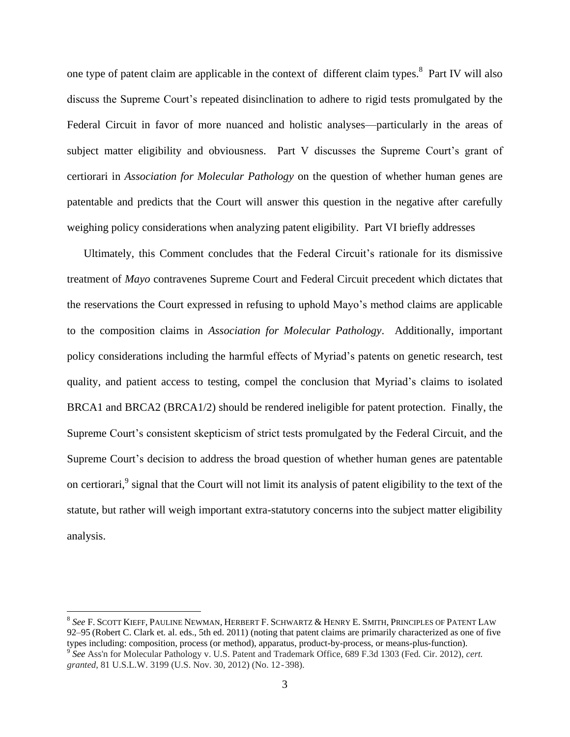one type of patent claim are applicable in the context of different claim types.[8] Part IV will also discuss the Supreme Court's repeated disinclination to adhere to rigid tests promulgated by the Federal Circuit in favor of more nuanced and holistic analyses—particularly in the areas of subject matter eligibility and obviousness. Part V discusses the Supreme Court's grant of certiorari in *Association for Molecular Pathology* on the question of whether human genes are patentable and predicts that the Court will answer this question in the negative after carefully weighing policy considerations when analyzing patent eligibility. Part VI briefly addresses

Ultimately, this Comment concludes that the Federal Circuit's rationale for its dismissive treatment of *Mayo* contravenes Supreme Court and Federal Circuit precedent which dictates that the reservations the Court expressed in refusing to uphold Mayo's method claims are applicable to the composition claims in *Association for Molecular Pathology*. Additionally, important policy considerations including the harmful effects of Myriad's patents on genetic research, test quality, and patient access to testing, compel the conclusion that Myriad's claims to isolated BRCA1 and BRCA2 (BRCA1/2) should be rendered ineligible for patent protection. Finally, the Supreme Court's consistent skepticism of strict tests promulgated by the Federal Circuit, and the Supreme Court's decision to address the broad question of whether human genes are patentable on certiorari,[9] signal that the Court will not limit its analysis of patent eligibility to the text of the statute, but rather will weigh important extra-statutory concerns into the subject matter eligibility analysis.

---

[8] *See* F. SCOTT KIEFF, PAULINE NEWMAN, HERBERT F. SCHWARTZ & HENRY E. SMITH, PRINCIPLES OF PATENT LAW 92–95 (Robert C. Clark et. al. eds., 5th ed. 2011) (noting that patent claims are primarily characterized as one of five types including: composition, process (or method), apparatus, product-by-process, or means-plus-function).

[9] *See* Ass'n for Molecular Pathology v. U.S. Patent and Trademark Office, 689 F.3d 1303 (Fed. Cir. 2012), *cert. granted*, 81 U.S.L.W. 3199 (U.S. Nov. 30, 2012) (No. 12-398).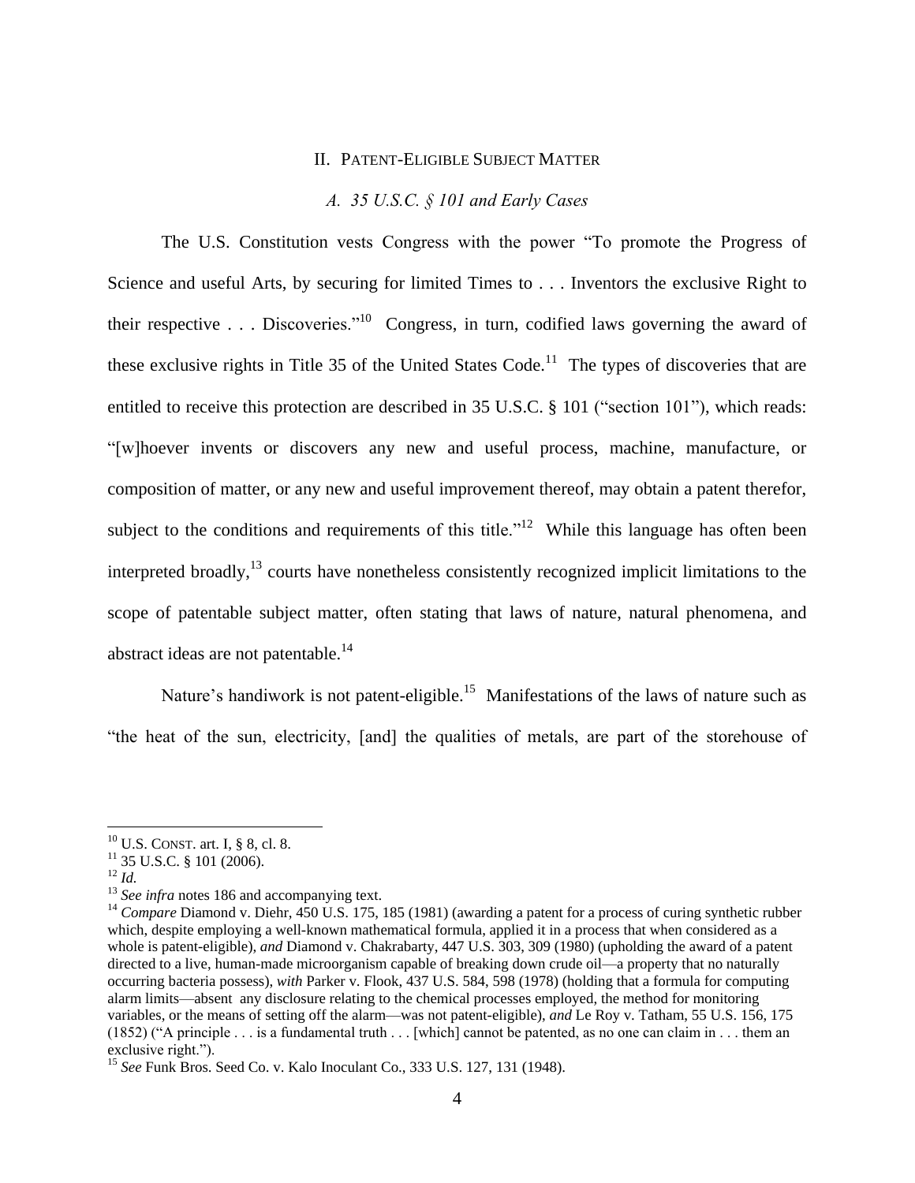## II. PATENT-ELIGIBLE SUBJECT MATTER

### *A. 35 U.S.C. § 101 and Early Cases*

The U.S. Constitution vests Congress with the power "To promote the Progress of Science and useful Arts, by securing for limited Times to . . . Inventors the exclusive Right to their respective . . . Discoveries."[10] Congress, in turn, codified laws governing the award of these exclusive rights in Title 35 of the United States Code.[11] The types of discoveries that are entitled to receive this protection are described in 35 U.S.C. § 101 ("section 101"), which reads: "[w]hoever invents or discovers any new and useful process, machine, manufacture, or composition of matter, or any new and useful improvement thereof, may obtain a patent therefor, subject to the conditions and requirements of this title."[12] While this language has often been interpreted broadly,[13] courts have nonetheless consistently recognized implicit limitations to the scope of patentable subject matter, often stating that laws of nature, natural phenomena, and abstract ideas are not patentable.[14]

Nature's handiwork is not patent-eligible.[15] Manifestations of the laws of nature such as "the heat of the sun, electricity, [and] the qualities of metals, are part of the storehouse of

---

[10] U.S. CONST. art. I, § 8, cl. 8.

[11] 35 U.S.C. § 101 (2006).

[12] *Id.*

[13] *See infra* notes 186 and accompanying text.

[14] *Compare* Diamond v. Diehr, 450 U.S. 175, 185 (1981) (awarding a patent for a process of curing synthetic rubber which, despite employing a well-known mathematical formula, applied it in a process that when considered as a whole is patent-eligible), *and* Diamond v. Chakrabarty, 447 U.S. 303, 309 (1980) (upholding the award of a patent directed to a live, human-made microorganism capable of breaking down crude oil—a property that no naturally occurring bacteria possess), *with* Parker v. Flook, 437 U.S. 584, 598 (1978) (holding that a formula for computing alarm limits—absent any disclosure relating to the chemical processes employed, the method for monitoring variables, or the means of setting off the alarm—was not patent-eligible), *and* Le Roy v. Tatham, 55 U.S. 156, 175 (1852) ("A principle . . . is a fundamental truth . . . [which] cannot be patented, as no one can claim in . . . them an exclusive right.").

[15] *See* Funk Bros. Seed Co. v. Kalo Inoculant Co., 333 U.S. 127, 131 (1948).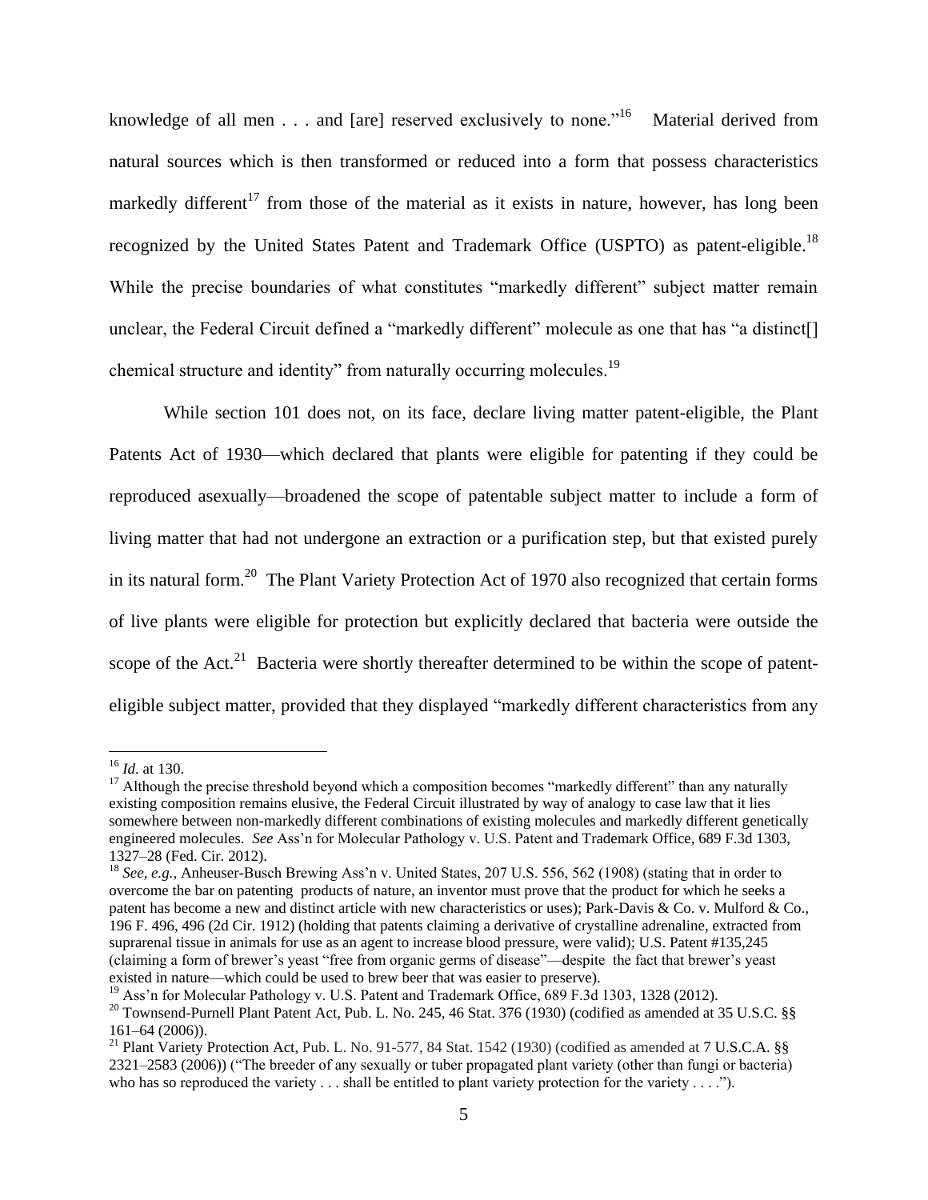knowledge of all men . . . and [are] reserved exclusively to none."[16] Material derived from natural sources which is then transformed or reduced into a form that possess characteristics markedly different[17] from those of the material as it exists in nature, however, has long been recognized by the United States Patent and Trademark Office (USPTO) as patent-eligible.[18] While the precise boundaries of what constitutes "markedly different" subject matter remain unclear, the Federal Circuit defined a "markedly different" molecule as one that has "a distinct[] chemical structure and identity" from naturally occurring molecules.[19]

While section 101 does not, on its face, declare living matter patent-eligible, the Plant Patents Act of 1930—which declared that plants were eligible for patenting if they could be reproduced asexually—broadened the scope of patentable subject matter to include a form of living matter that had not undergone an extraction or a purification step, but that existed purely in its natural form.[20] The Plant Variety Protection Act of 1970 also recognized that certain forms of live plants were eligible for protection but explicitly declared that bacteria were outside the scope of the Act.[21] Bacteria were shortly thereafter determined to be within the scope of patent-eligible subject matter, provided that they displayed "markedly different characteristics from any

---

[16] *Id.* at 130.

[17] Although the precise threshold beyond which a composition becomes "markedly different" than any naturally existing composition remains elusive, the Federal Circuit illustrated by way of analogy to case law that it lies somewhere between non-markedly different combinations of existing molecules and markedly different genetically engineered molecules. *See* Ass'n for Molecular Pathology v. U.S. Patent and Trademark Office, 689 F.3d 1303, 1327–28 (Fed. Cir. 2012).

[18] *See, e.g.,* Anheuser-Busch Brewing Ass'n v. United States, 207 U.S. 556, 562 (1908) (stating that in order to overcome the bar on patenting products of nature, an inventor must prove that the product for which he seeks a patent has become a new and distinct article with new characteristics or uses); Park-Davis & Co. v. Mulford & Co., 196 F. 496, 496 (2d Cir. 1912) (holding that patents claiming a derivative of crystalline adrenaline, extracted from suprarenal tissue in animals for use as an agent to increase blood pressure, were valid); U.S. Patent #135,245 (claiming a form of brewer's yeast "free from organic germs of disease"—despite the fact that brewer's yeast existed in nature—which could be used to brew beer that was easier to preserve).

[19] Ass'n for Molecular Pathology v. U.S. Patent and Trademark Office, 689 F.3d 1303, 1328 (2012).

[20] Townsend-Purnell Plant Patent Act, Pub. L. No. 245, 46 Stat. 376 (1930) (codified as amended at 35 U.S.C. §§ 161–64 (2006)).

[21] Plant Variety Protection Act, Pub. L. No. 91-577, 84 Stat. 1542 (1930) (codified as amended at 7 U.S.C.A. §§ 2321–2583 (2006)) ("The breeder of any sexually or tuber propagated plant variety (other than fungi or bacteria) who has so reproduced the variety . . . shall be entitled to plant variety protection for the variety . . . .").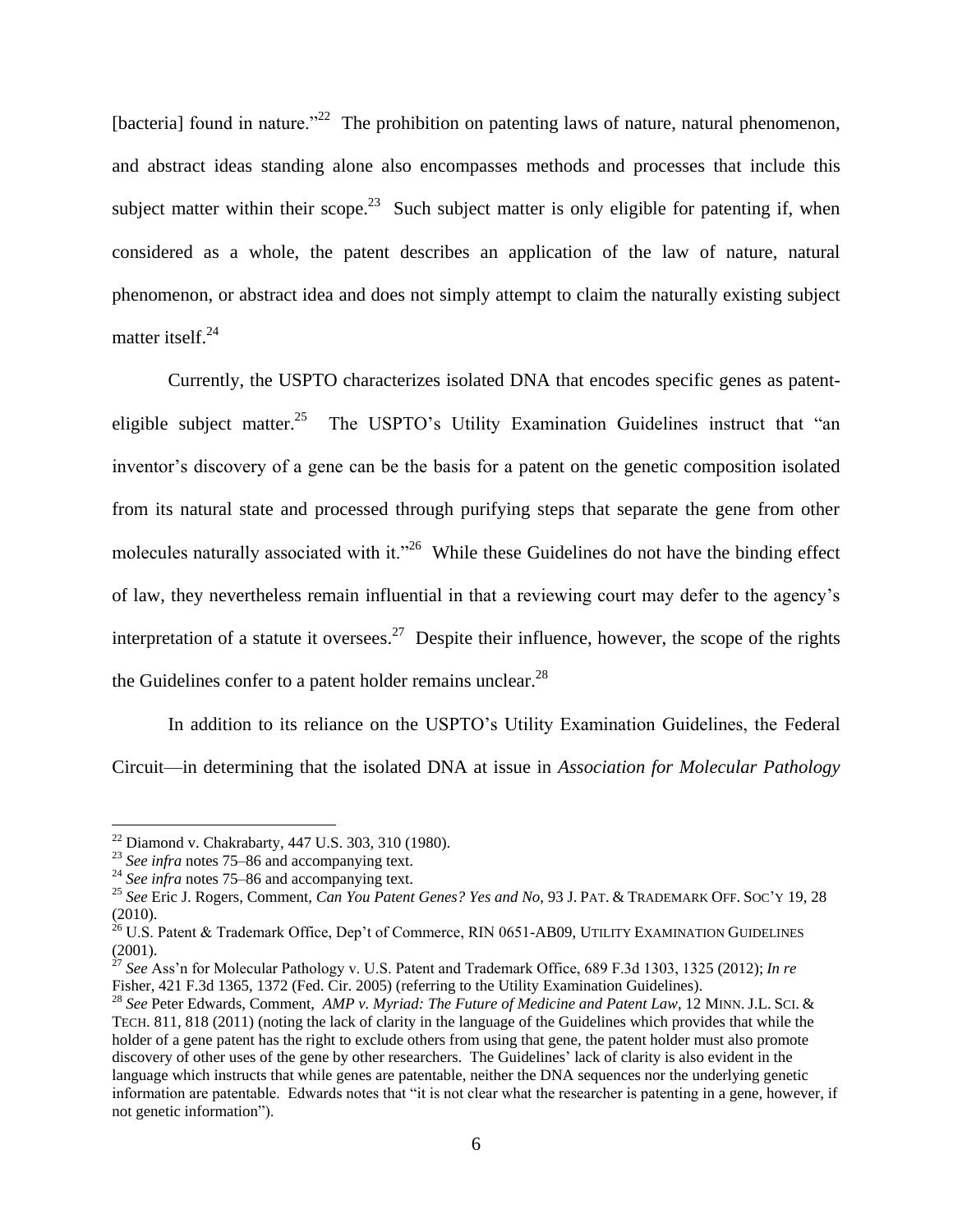[bacteria] found in nature."[22] The prohibition on patenting laws of nature, natural phenomenon, and abstract ideas standing alone also encompasses methods and processes that include this subject matter within their scope.[23] Such subject matter is only eligible for patenting if, when considered as a whole, the patent describes an application of the law of nature, natural phenomenon, or abstract idea and does not simply attempt to claim the naturally existing subject matter itself.[24]

Currently, the USPTO characterizes isolated DNA that encodes specific genes as patent-eligible subject matter.[25] The USPTO's Utility Examination Guidelines instruct that "an inventor's discovery of a gene can be the basis for a patent on the genetic composition isolated from its natural state and processed through purifying steps that separate the gene from other molecules naturally associated with it."[26] While these Guidelines do not have the binding effect of law, they nevertheless remain influential in that a reviewing court may defer to the agency's interpretation of a statute it oversees.[27] Despite their influence, however, the scope of the rights the Guidelines confer to a patent holder remains unclear.[28]

In addition to its reliance on the USPTO's Utility Examination Guidelines, the Federal Circuit—in determining that the isolated DNA at issue in *Association for Molecular Pathology*

---

[22] Diamond v. Chakrabarty, 447 U.S. 303, 310 (1980).

[23] *See infra* notes 75–86 and accompanying text.

[24] *See infra* notes 75–86 and accompanying text.

[25] *See* Eric J. Rogers, Comment, *Can You Patent Genes? Yes and No*, 93 J. PAT. & TRADEMARK OFF. SOC'Y 19, 28 (2010).

[26] U.S. Patent & Trademark Office, Dep't of Commerce, RIN 0651-AB09, UTILITY EXAMINATION GUIDELINES (2001).

[27] *See* Ass'n for Molecular Pathology v. U.S. Patent and Trademark Office, 689 F.3d 1303, 1325 (2012); *In re* Fisher, 421 F.3d 1365, 1372 (Fed. Cir. 2005) (referring to the Utility Examination Guidelines).

[28] *See* Peter Edwards, Comment, *AMP v. Myriad: The Future of Medicine and Patent Law*, 12 MINN. J.L. SCI. & TECH. 811, 818 (2011) (noting the lack of clarity in the language of the Guidelines which provides that while the holder of a gene patent has the right to exclude others from using that gene, the patent holder must also promote discovery of other uses of the gene by other researchers. The Guidelines' lack of clarity is also evident in the language which instructs that while genes are patentable, neither the DNA sequences nor the underlying genetic information are patentable. Edwards notes that "it is not clear what the researcher is patenting in a gene, however, if not genetic information").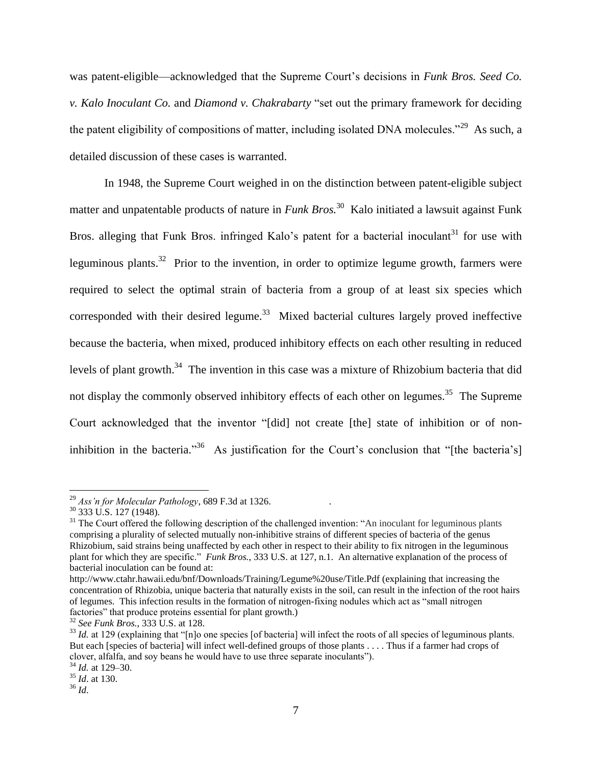was patent-eligible—acknowledged that the Supreme Court's decisions in *Funk Bros. Seed Co. v. Kalo Inoculant Co.* and *Diamond v. Chakrabarty* "set out the primary framework for deciding the patent eligibility of compositions of matter, including isolated DNA molecules."[29] As such, a detailed discussion of these cases is warranted.

In 1948, the Supreme Court weighed in on the distinction between patent-eligible subject matter and unpatentable products of nature in *Funk Bros.*[30] Kalo initiated a lawsuit against Funk Bros. alleging that Funk Bros. infringed Kalo's patent for a bacterial inoculant[31] for use with leguminous plants.[32] Prior to the invention, in order to optimize legume growth, farmers were required to select the optimal strain of bacteria from a group of at least six species which corresponded with their desired legume.[33] Mixed bacterial cultures largely proved ineffective because the bacteria, when mixed, produced inhibitory effects on each other resulting in reduced levels of plant growth.[34] The invention in this case was a mixture of Rhizobium bacteria that did not display the commonly observed inhibitory effects of each other on legumes.[35] The Supreme Court acknowledged that the inventor "[did] not create [the] state of inhibition or of non-inhibition in the bacteria."[36] As justification for the Court's conclusion that "[the bacteria's]

---

[29] *Ass'n for Molecular Pathology*, 689 F.3d at 1326.

[30] 333 U.S. 127 (1948).

[31] The Court offered the following description of the challenged invention: "An inoculant for leguminous plants comprising a plurality of selected mutually non-inhibitive strains of different species of bacteria of the genus Rhizobium, said strains being unaffected by each other in respect to their ability to fix nitrogen in the leguminous plant for which they are specific." *Funk Bros.*, 333 U.S. at 127, n.1. An alternative explanation of the process of bacterial inoculation can be found at: http://www.ctahr.hawaii.edu/bnf/Downloads/Training/Legume%20use/Title.Pdf (explaining that increasing the concentration of Rhizobia, unique bacteria that naturally exists in the soil, can result in the infection of the root hairs of legumes. This infection results in the formation of nitrogen-fixing nodules which act as "small nitrogen factories" that produce proteins essential for plant growth.)

[32] *See Funk Bros.*, 333 U.S. at 128.

[33] *Id.* at 129 (explaining that "[n]o one species [of bacteria] will infect the roots of all species of leguminous plants. But each [species of bacteria] will infect well-defined groups of those plants . . . . Thus if a farmer had crops of clover, alfalfa, and soy beans he would have to use three separate inoculants").

[34] *Id.* at 129–30.

[35] *Id*. at 130.

[36] *Id*.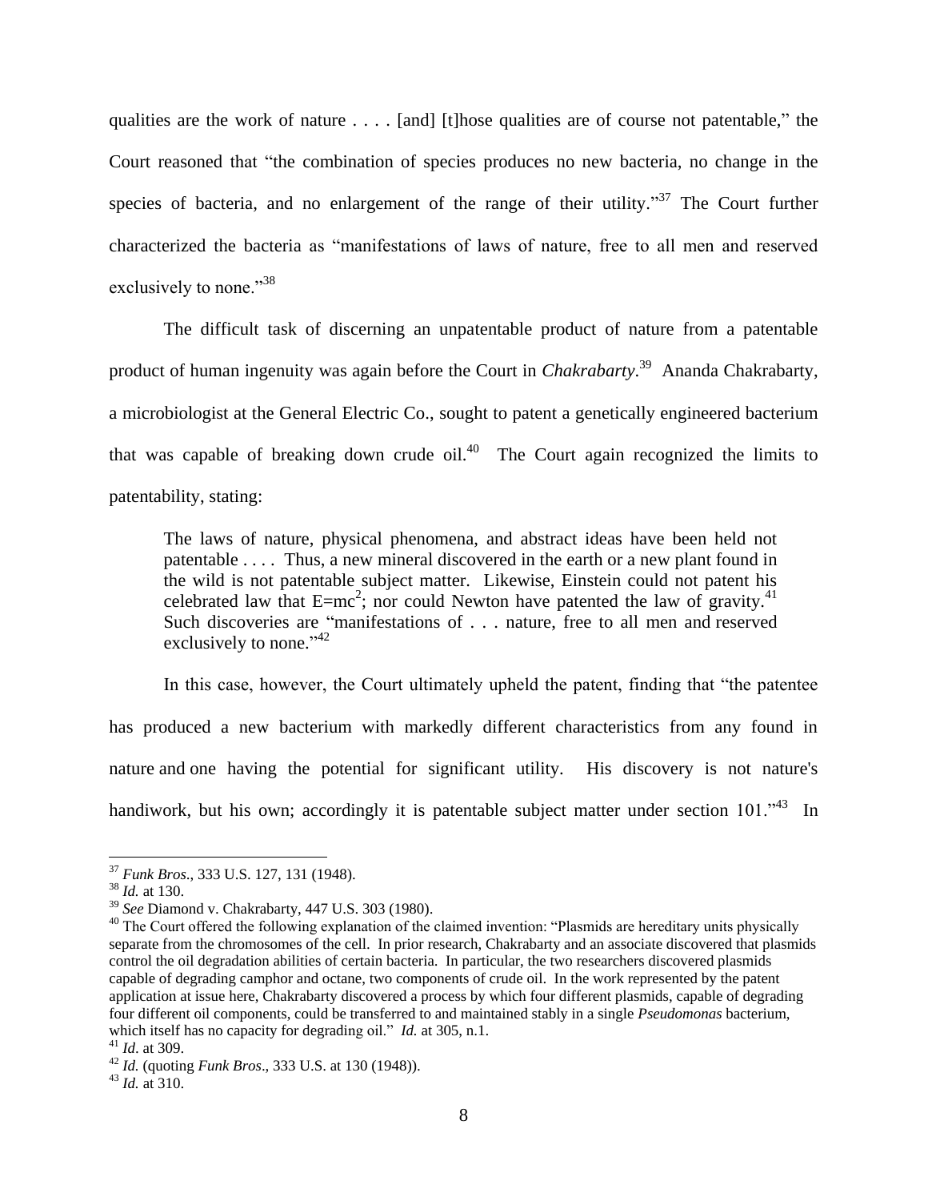qualities are the work of nature . . . . [and] [t]hose qualities are of course not patentable," the Court reasoned that "the combination of species produces no new bacteria, no change in the species of bacteria, and no enlargement of the range of their utility."[37] The Court further characterized the bacteria as "manifestations of laws of nature, free to all men and reserved exclusively to none."[38]

The difficult task of discerning an unpatentable product of nature from a patentable product of human ingenuity was again before the Court in *Chakrabarty*.[39] Ananda Chakrabarty, a microbiologist at the General Electric Co., sought to patent a genetically engineered bacterium that was capable of breaking down crude oil.[40] The Court again recognized the limits to patentability, stating:

> The laws of nature, physical phenomena, and abstract ideas have been held not patentable . . . . Thus, a new mineral discovered in the earth or a new plant found in the wild is not patentable subject matter. Likewise, Einstein could not patent his celebrated law that $E=mc^2$; nor could Newton have patented the law of gravity.[41] Such discoveries are "manifestations of . . . nature, free to all men and reserved exclusively to none."[42]

In this case, however, the Court ultimately upheld the patent, finding that "the patentee has produced a new bacterium with markedly different characteristics from any found in nature and one having the potential for significant utility. His discovery is not nature's handiwork, but his own; accordingly it is patentable subject matter under section 101."[43] In

---

[37] *Funk Bros*., 333 U.S. 127, 131 (1948).
[38] *Id.* at 130.
[39] *See* Diamond v. Chakrabarty, 447 U.S. 303 (1980).
[40] The Court offered the following explanation of the claimed invention: "Plasmids are hereditary units physically separate from the chromosomes of the cell. In prior research, Chakrabarty and an associate discovered that plasmids control the oil degradation abilities of certain bacteria. In particular, the two researchers discovered plasmids capable of degrading camphor and octane, two components of crude oil. In the work represented by the patent application at issue here, Chakrabarty discovered a process by which four different plasmids, capable of degrading four different oil components, could be transferred to and maintained stably in a single *Pseudomonas* bacterium, which itself has no capacity for degrading oil." *Id.* at 305, n.1.
[41] *Id*. at 309.
[42] *Id.* (quoting *Funk Bros*., 333 U.S. at 130 (1948)).
[43] *Id.* at 310.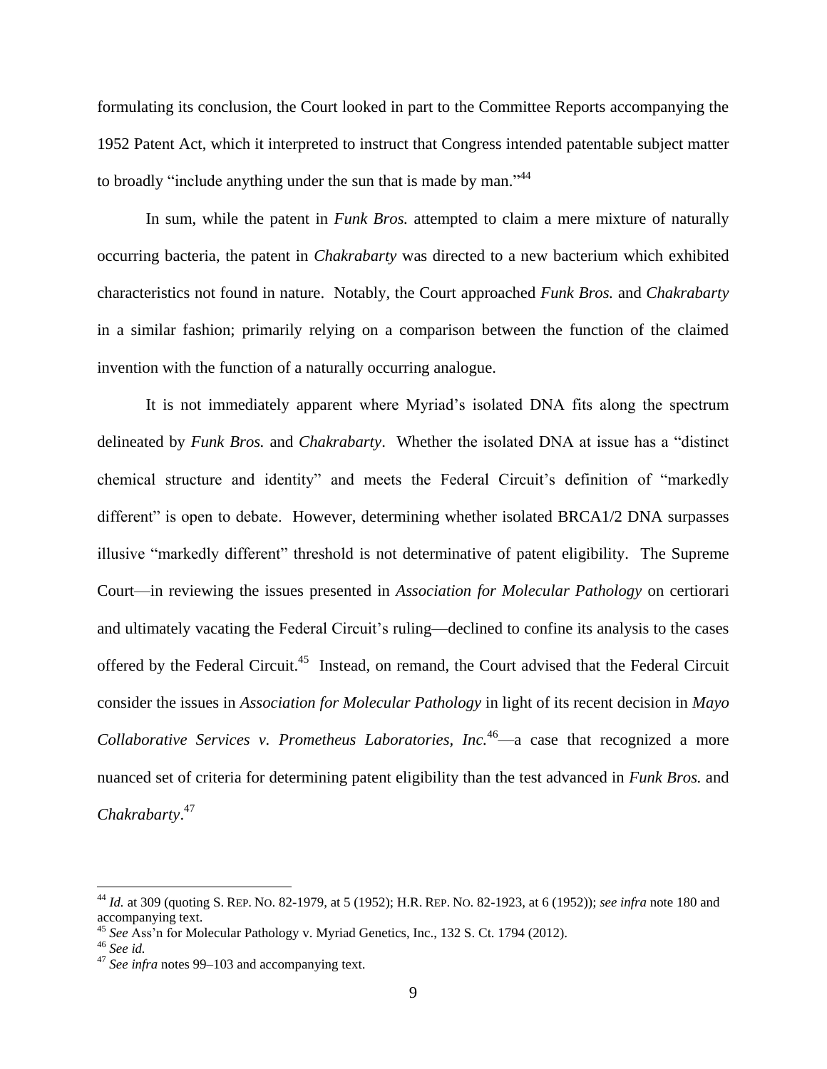formulating its conclusion, the Court looked in part to the Committee Reports accompanying the 1952 Patent Act, which it interpreted to instruct that Congress intended patentable subject matter to broadly "include anything under the sun that is made by man."[44]

In sum, while the patent in *Funk Bros.* attempted to claim a mere mixture of naturally occurring bacteria, the patent in *Chakrabarty* was directed to a new bacterium which exhibited characteristics not found in nature. Notably, the Court approached *Funk Bros.* and *Chakrabarty* in a similar fashion; primarily relying on a comparison between the function of the claimed invention with the function of a naturally occurring analogue.

It is not immediately apparent where Myriad's isolated DNA fits along the spectrum delineated by *Funk Bros.* and *Chakrabarty*. Whether the isolated DNA at issue has a "distinct chemical structure and identity" and meets the Federal Circuit's definition of "markedly different" is open to debate. However, determining whether isolated BRCA1/2 DNA surpasses illusive "markedly different" threshold is not determinative of patent eligibility. The Supreme Court—in reviewing the issues presented in *Association for Molecular Pathology* on certiorari and ultimately vacating the Federal Circuit's ruling—declined to confine its analysis to the cases offered by the Federal Circuit.[45] Instead, on remand, the Court advised that the Federal Circuit consider the issues in *Association for Molecular Pathology* in light of its recent decision in *Mayo Collaborative Services v. Prometheus Laboratories, Inc.*[46]—a case that recognized a more nuanced set of criteria for determining patent eligibility than the test advanced in *Funk Bros.* and *Chakrabarty*.[47]

---

[44] *Id.* at 309 (quoting S. REP. NO. 82-1979, at 5 (1952); H.R. REP. NO. 82-1923, at 6 (1952)); *see infra* note 180 and accompanying text.

[45] *See* Ass'n for Molecular Pathology v. Myriad Genetics, Inc., 132 S. Ct. 1794 (2012).

[46] *See id.*

[47] *See infra* notes 99–103 and accompanying text.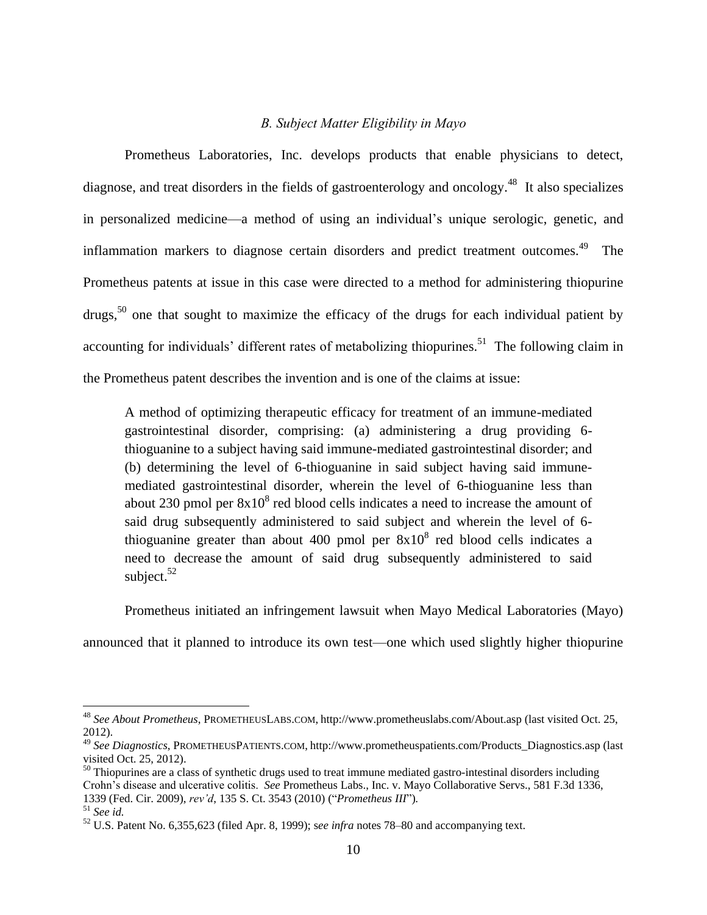### *B. Subject Matter Eligibility in Mayo*

Prometheus Laboratories, Inc. develops products that enable physicians to detect, diagnose, and treat disorders in the fields of gastroenterology and oncology.[48] It also specializes in personalized medicine—a method of using an individual's unique serologic, genetic, and inflammation markers to diagnose certain disorders and predict treatment outcomes.[49] The Prometheus patents at issue in this case were directed to a method for administering thiopurine drugs,[50] one that sought to maximize the efficacy of the drugs for each individual patient by accounting for individuals' different rates of metabolizing thiopurines.[51] The following claim in the Prometheus patent describes the invention and is one of the claims at issue:

> A method of optimizing therapeutic efficacy for treatment of an immune-mediated gastrointestinal disorder, comprising: (a) administering a drug providing 6-thioguanine to a subject having said immune-mediated gastrointestinal disorder; and (b) determining the level of 6-thioguanine in said subject having said immune-mediated gastrointestinal disorder, wherein the level of 6-thioguanine less than about 230 pmol per $8x10^8$ red blood cells indicates a need to increase the amount of said drug subsequently administered to said subject and wherein the level of 6-thioguanine greater than about 400 pmol per $8x10^8$ red blood cells indicates a need to decrease the amount of said drug subsequently administered to said subject.[52]

Prometheus initiated an infringement lawsuit when Mayo Medical Laboratories (Mayo) announced that it planned to introduce its own test—one which used slightly higher thiopurine

---

[48] *See About Prometheus*, PROMETHEUSLABS.COM, http://www.prometheuslabs.com/About.asp (last visited Oct. 25, 2012).

[49] *See Diagnostics*, PROMETHEUSPATIENTS.COM, http://www.prometheuspatients.com/Products_Diagnostics.asp (last visited Oct. 25, 2012).

[50] Thiopurines are a class of synthetic drugs used to treat immune mediated gastro-intestinal disorders including Crohn's disease and ulcerative colitis. *See* Prometheus Labs., Inc. v. Mayo Collaborative Servs., 581 F.3d 1336, 1339 (Fed. Cir. 2009), *rev'd*, 135 S. Ct. 3543 (2010) ("*Prometheus III*").

[51] *See id.*

[52] U.S. Patent No. 6,355,623 (filed Apr. 8, 1999); s*ee infra* notes 78–80 and accompanying text.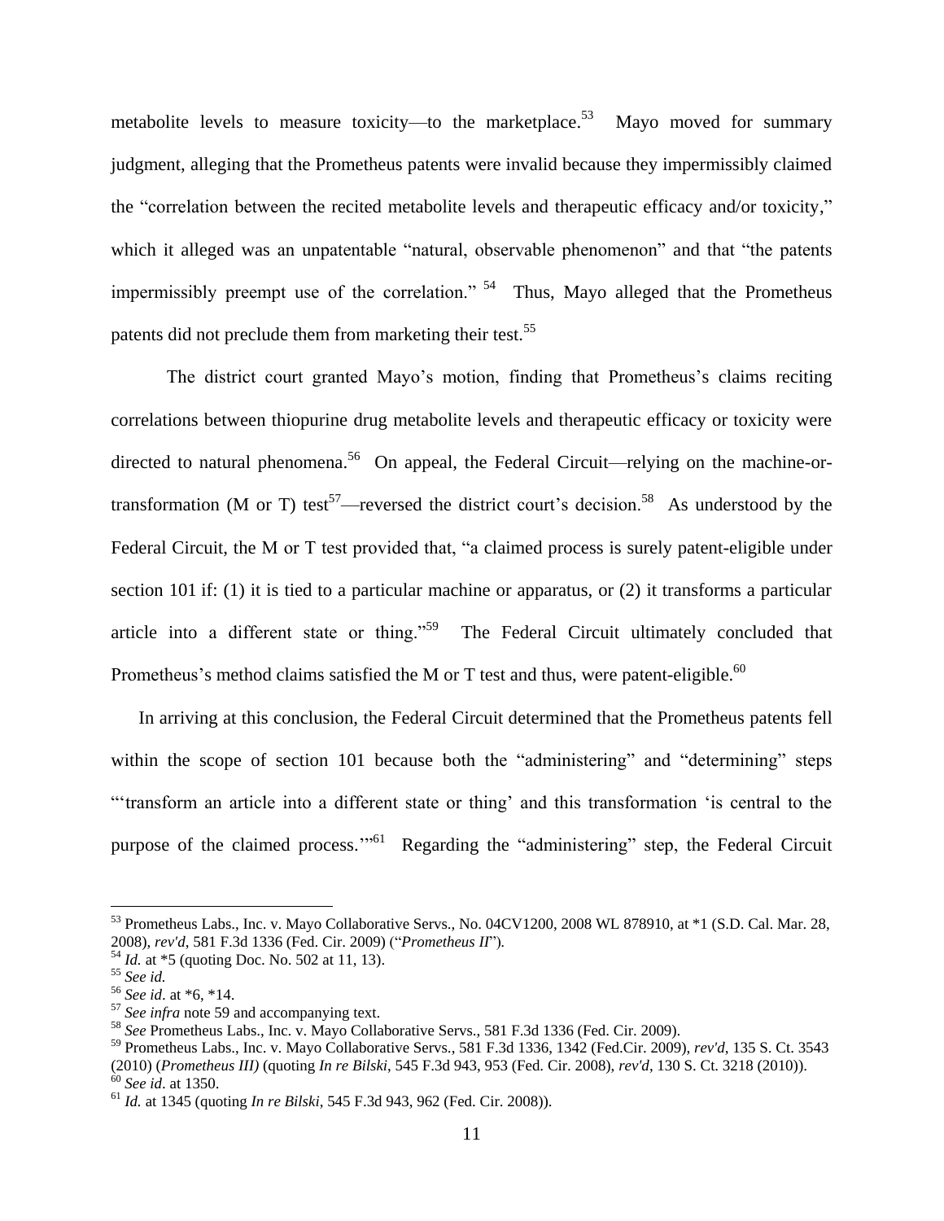metabolite levels to measure toxicity—to the marketplace.[53] Mayo moved for summary judgment, alleging that the Prometheus patents were invalid because they impermissibly claimed the "correlation between the recited metabolite levels and therapeutic efficacy and/or toxicity," which it alleged was an unpatentable "natural, observable phenomenon" and that "the patents impermissibly preempt use of the correlation."[54] Thus, Mayo alleged that the Prometheus patents did not preclude them from marketing their test.[55]

The district court granted Mayo's motion, finding that Prometheus's claims reciting correlations between thiopurine drug metabolite levels and therapeutic efficacy or toxicity were directed to natural phenomena.[56] On appeal, the Federal Circuit—relying on the machine-or-transformation (M or T) test[57]—reversed the district court's decision.[58] As understood by the Federal Circuit, the M or T test provided that, "a claimed process is surely patent-eligible under section 101 if: (1) it is tied to a particular machine or apparatus, or (2) it transforms a particular article into a different state or thing."[59] The Federal Circuit ultimately concluded that Prometheus's method claims satisfied the M or T test and thus, were patent-eligible.[60]

In arriving at this conclusion, the Federal Circuit determined that the Prometheus patents fell within the scope of section 101 because both the "administering" and "determining" steps "'transform an article into a different state or thing' and this transformation 'is central to the purpose of the claimed process.'"[61] Regarding the "administering" step, the Federal Circuit

---

[53] Prometheus Labs., Inc. v. Mayo Collaborative Servs., No. 04CV1200, 2008 WL 878910, at *1 (S.D. Cal. Mar. 28, 2008), *rev'd*, 581 F.3d 1336 (Fed. Cir. 2009) ("*Prometheus II*").

[54] *Id.* at *5 (quoting Doc. No. 502 at 11, 13).

[55] *See id.*

[56] *See id*. at *6, *14.

[57] *See infra* note 59 and accompanying text.

[58] *See* Prometheus Labs., Inc. v. Mayo Collaborative Servs., 581 F.3d 1336 (Fed. Cir. 2009).

[59] Prometheus Labs., Inc. v. Mayo Collaborative Servs., 581 F.3d 1336, 1342 (Fed.Cir. 2009), *rev'd*, 135 S. Ct. 3543 (2010) (*Prometheus III)* (quoting *In re Bilski*, 545 F.3d 943, 953 (Fed. Cir. 2008), *rev'd*, 130 S. Ct. 3218 (2010)).

[60] *See id*. at 1350.

[61] *Id.* at 1345 (quoting *In re Bilski*, 545 F.3d 943, 962 (Fed. Cir. 2008)).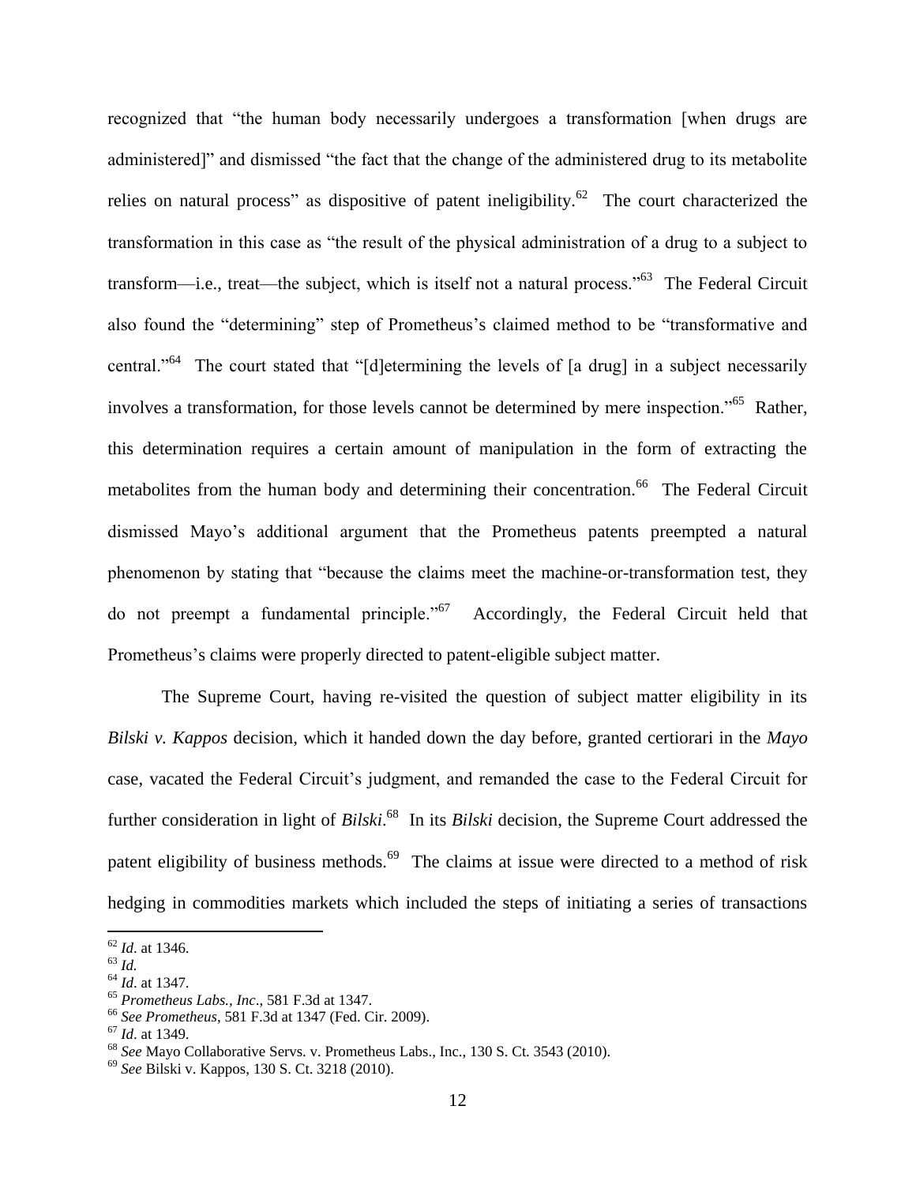recognized that "the human body necessarily undergoes a transformation [when drugs are administered]" and dismissed "the fact that the change of the administered drug to its metabolite relies on natural process" as dispositive of patent ineligibility.[62] The court characterized the transformation in this case as "the result of the physical administration of a drug to a subject to transform—i.e., treat—the subject, which is itself not a natural process."[63] The Federal Circuit also found the "determining" step of Prometheus's claimed method to be "transformative and central."[64] The court stated that "[d]etermining the levels of [a drug] in a subject necessarily involves a transformation, for those levels cannot be determined by mere inspection."[65] Rather, this determination requires a certain amount of manipulation in the form of extracting the metabolites from the human body and determining their concentration.[66] The Federal Circuit dismissed Mayo's additional argument that the Prometheus patents preempted a natural phenomenon by stating that "because the claims meet the machine-or-transformation test, they do not preempt a fundamental principle."[67] Accordingly, the Federal Circuit held that Prometheus's claims were properly directed to patent-eligible subject matter.

The Supreme Court, having re-visited the question of subject matter eligibility in its *Bilski v. Kappos* decision, which it handed down the day before, granted certiorari in the *Mayo* case, vacated the Federal Circuit's judgment, and remanded the case to the Federal Circuit for further consideration in light of *Bilski*.[68] In its *Bilski* decision, the Supreme Court addressed the patent eligibility of business methods.[69] The claims at issue were directed to a method of risk hedging in commodities markets which included the steps of initiating a series of transactions

---

[62] *Id*. at 1346.

[63] *Id.*

[64] *Id*. at 1347.

[65] *Prometheus Labs., Inc*., 581 F.3d at 1347.

[66] *See Prometheus*, 581 F.3d at 1347 (Fed. Cir. 2009).

[67] *Id*. at 1349.

[68] *See* Mayo Collaborative Servs. v. Prometheus Labs., Inc., 130 S. Ct. 3543 (2010).

[69] *See* Bilski v. Kappos, 130 S. Ct. 3218 (2010).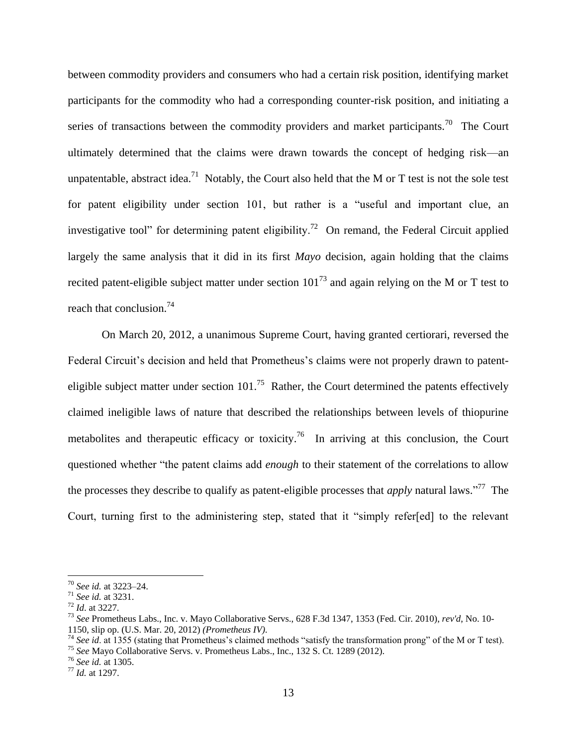between commodity providers and consumers who had a certain risk position, identifying market participants for the commodity who had a corresponding counter-risk position, and initiating a series of transactions between the commodity providers and market participants.[70] The Court ultimately determined that the claims were drawn towards the concept of hedging risk—an unpatentable, abstract idea.[71] Notably, the Court also held that the M or T test is not the sole test for patent eligibility under section 101, but rather is a "useful and important clue, an investigative tool" for determining patent eligibility.[72] On remand, the Federal Circuit applied largely the same analysis that it did in its first *Mayo* decision, again holding that the claims recited patent-eligible subject matter under section 101[73] and again relying on the M or T test to reach that conclusion.[74]

On March 20, 2012, a unanimous Supreme Court, having granted certiorari, reversed the Federal Circuit's decision and held that Prometheus's claims were not properly drawn to patent-eligible subject matter under section 101.[75] Rather, the Court determined the patents effectively claimed ineligible laws of nature that described the relationships between levels of thiopurine metabolites and therapeutic efficacy or toxicity.[76] In arriving at this conclusion, the Court questioned whether "the patent claims add *enough* to their statement of the correlations to allow the processes they describe to qualify as patent-eligible processes that *apply* natural laws."[77] The Court, turning first to the administering step, stated that it "simply refer[ed] to the relevant

---

[70] *See id.* at 3223–24.

[71] *See id.* at 3231.

[72] *Id*. at 3227.

[73] *See* Prometheus Labs., Inc. v. Mayo Collaborative Servs., 628 F.3d 1347, 1353 (Fed. Cir. 2010), *rev'd*, No. 10-1150, slip op. (U.S. Mar. 20, 2012) *(Prometheus IV)*.

[74] *See id*. at 1355 (stating that Prometheus's claimed methods "satisfy the transformation prong" of the M or T test).

[75] *See* Mayo Collaborative Servs. v. Prometheus Labs., Inc., 132 S. Ct. 1289 (2012).

[76] *See id.* at 1305.

[77] *Id.* at 1297.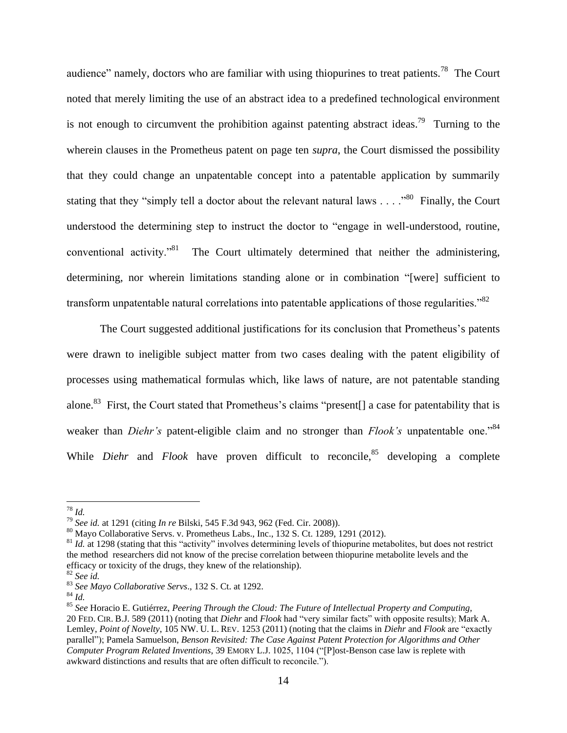audience" namely, doctors who are familiar with using thiopurines to treat patients.[78] The Court noted that merely limiting the use of an abstract idea to a predefined technological environment is not enough to circumvent the prohibition against patenting abstract ideas.[79] Turning to the wherein clauses in the Prometheus patent on page ten *supra*, the Court dismissed the possibility that they could change an unpatentable concept into a patentable application by summarily stating that they "simply tell a doctor about the relevant natural laws . . . ."[80] Finally, the Court understood the determining step to instruct the doctor to "engage in well-understood, routine, conventional activity."[81] The Court ultimately determined that neither the administering, determining, nor wherein limitations standing alone or in combination "[were] sufficient to transform unpatentable natural correlations into patentable applications of those regularities."[82]

The Court suggested additional justifications for its conclusion that Prometheus's patents were drawn to ineligible subject matter from two cases dealing with the patent eligibility of processes using mathematical formulas which, like laws of nature, are not patentable standing alone.[83] First, the Court stated that Prometheus's claims "present[] a case for patentability that is weaker than *Diehr's* patent-eligible claim and no stronger than *Flook's* unpatentable one."[84] While *Diehr* and *Flook* have proven difficult to reconcile,[85] developing a complete

---

[78] *Id.*

[79] *See id.* at 1291 (citing *In re* Bilski, 545 F.3d 943, 962 (Fed. Cir. 2008)).

[80] Mayo Collaborative Servs. v. Prometheus Labs., Inc., 132 S. Ct. 1289, 1291 (2012).

[81] *Id.* at 1298 (stating that this "activity" involves determining levels of thiopurine metabolites, but does not restrict the method researchers did not know of the precise correlation between thiopurine metabolite levels and the efficacy or toxicity of the drugs, they knew of the relationship).

[82] *See id.*

[83] *See Mayo Collaborative Servs*., 132 S. Ct. at 1292.

[84] *Id.*

[85] *See* Horacio E. Gutiérrez, *Peering Through the Cloud: The Future of Intellectual Property and Computing*, 20 FED. CIR. B.J. 589 (2011) (noting that *Diehr* and *Flook* had "very similar facts" with opposite results); Mark A. Lemley, *Point of Novelty*, 105 NW. U. L. REV. 1253 (2011) (noting that the claims in *Diehr* and *Flook* are "exactly parallel"); Pamela Samuelson, *Benson Revisited: The Case Against Patent Protection for Algorithms and Other Computer Program Related Inventions*, 39 EMORY L.J. 1025, 1104 ("[P]ost-Benson case law is replete with awkward distinctions and results that are often difficult to reconcile.").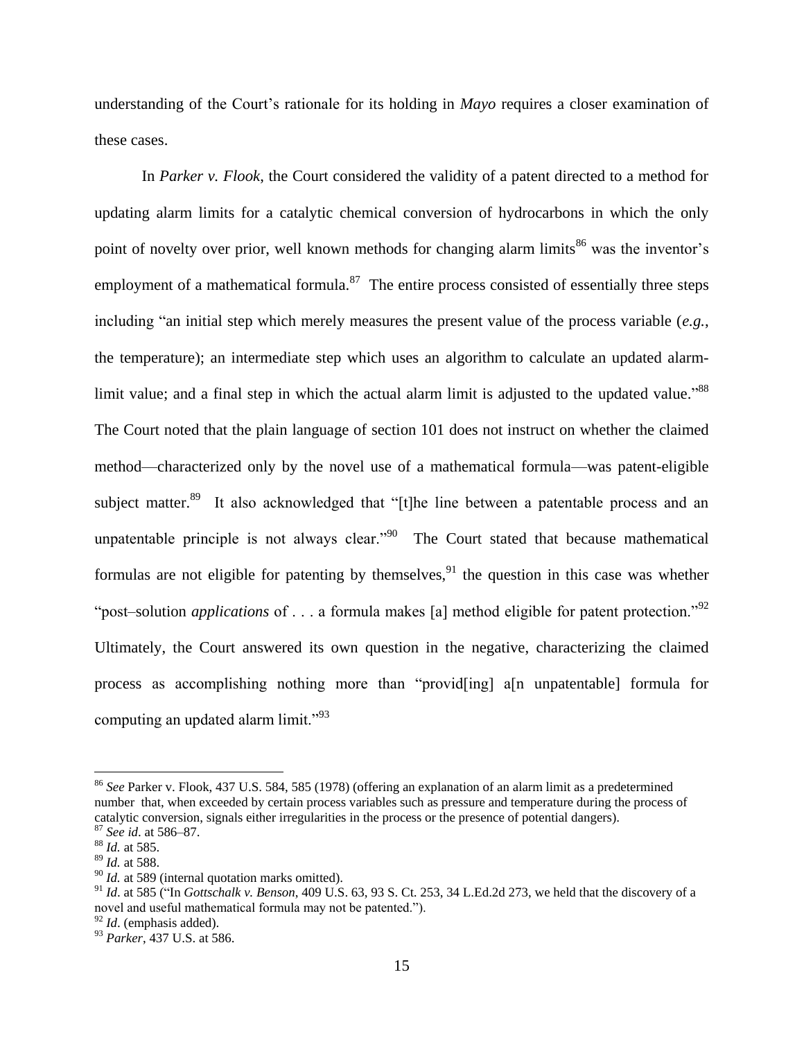understanding of the Court's rationale for its holding in *Mayo* requires a closer examination of these cases.

In *Parker v. Flook*, the Court considered the validity of a patent directed to a method for updating alarm limits for a catalytic chemical conversion of hydrocarbons in which the only point of novelty over prior, well known methods for changing alarm limits[86] was the inventor's employment of a mathematical formula.[87] The entire process consisted of essentially three steps including "an initial step which merely measures the present value of the process variable (*e.g.*, the temperature); an intermediate step which uses an algorithm to calculate an updated alarm-limit value; and a final step in which the actual alarm limit is adjusted to the updated value."[88] The Court noted that the plain language of section 101 does not instruct on whether the claimed method—characterized only by the novel use of a mathematical formula—was patent-eligible subject matter.[89] It also acknowledged that "[t]he line between a patentable process and an unpatentable principle is not always clear."[90] The Court stated that because mathematical formulas are not eligible for patenting by themselves,[91] the question in this case was whether "post–solution *applications* of . . . a formula makes [a] method eligible for patent protection."[92] Ultimately, the Court answered its own question in the negative, characterizing the claimed process as accomplishing nothing more than "provid[ing] a[n unpatentable] formula for computing an updated alarm limit."[93]

---

[86] *See* Parker v. Flook, 437 U.S. 584, 585 (1978) (offering an explanation of an alarm limit as a predetermined number that, when exceeded by certain process variables such as pressure and temperature during the process of catalytic conversion, signals either irregularities in the process or the presence of potential dangers).

[87] *See id.* at 586–87.

[88] *Id.* at 585.

[89] *Id.* at 588.

[90] *Id.* at 589 (internal quotation marks omitted).

[91] *Id*. at 585 ("In *Gottschalk v. Benson*, 409 U.S. 63, 93 S. Ct. 253, 34 L.Ed.2d 273, we held that the discovery of a novel and useful mathematical formula may not be patented.").

[92] *Id*. (emphasis added).

[93] *Parker*, 437 U.S. at 586.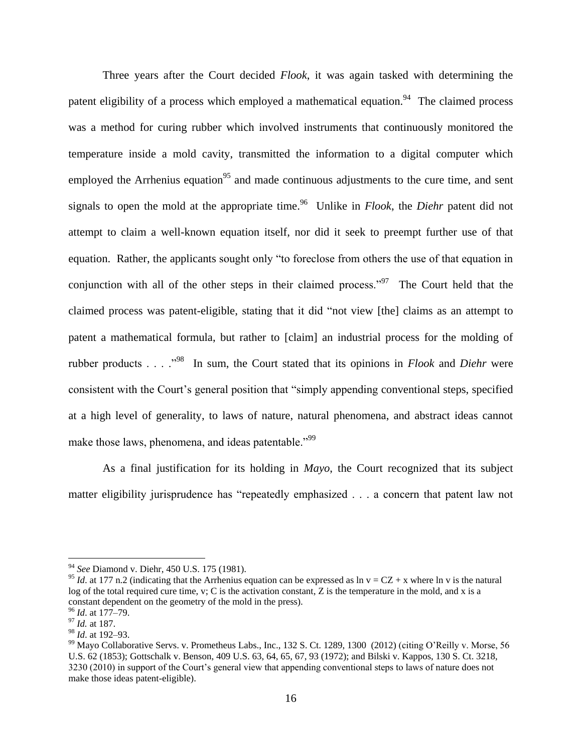Three years after the Court decided *Flook*, it was again tasked with determining the patent eligibility of a process which employed a mathematical equation.[94] The claimed process was a method for curing rubber which involved instruments that continuously monitored the temperature inside a mold cavity, transmitted the information to a digital computer which employed the Arrhenius equation[95] and made continuous adjustments to the cure time, and sent signals to open the mold at the appropriate time.[96] Unlike in *Flook*, the *Diehr* patent did not attempt to claim a well-known equation itself, nor did it seek to preempt further use of that equation. Rather, the applicants sought only "to foreclose from others the use of that equation in conjunction with all of the other steps in their claimed process."[97] The Court held that the claimed process was patent-eligible, stating that it did "not view [the] claims as an attempt to patent a mathematical formula, but rather to [claim] an industrial process for the molding of rubber products . . . ."[98] In sum, the Court stated that its opinions in *Flook* and *Diehr* were consistent with the Court's general position that "simply appending conventional steps, specified at a high level of generality, to laws of nature, natural phenomena, and abstract ideas cannot make those laws, phenomena, and ideas patentable."[99]

As a final justification for its holding in *Mayo*, the Court recognized that its subject matter eligibility jurisprudence has "repeatedly emphasized . . . a concern that patent law not

---

[94] *See* Diamond v. Diehr, 450 U.S. 175 (1981).

[95] *Id*. at 177 n.2 (indicating that the Arrhenius equation can be expressed as $\ln v = CZ + x$ where $\ln v$ is the natural log of the total required cure time, $v$; $C$ is the activation constant, $Z$ is the temperature in the mold, and $x$ is a constant dependent on the geometry of the mold in the press).

[96] *Id*. at 177–79.

[97] *Id.* at 187.

[98] *Id*. at 192–93.

[99] Mayo Collaborative Servs. v. Prometheus Labs., Inc., 132 S. Ct. 1289, 1300 (2012) (citing O'Reilly v. Morse, 56 U.S. 62 (1853); Gottschalk v. Benson, 409 U.S. 63, 64, 65, 67, 93 (1972); and Bilski v. Kappos, 130 S. Ct. 3218, 3230 (2010) in support of the Court's general view that appending conventional steps to laws of nature does not make those ideas patent-eligible).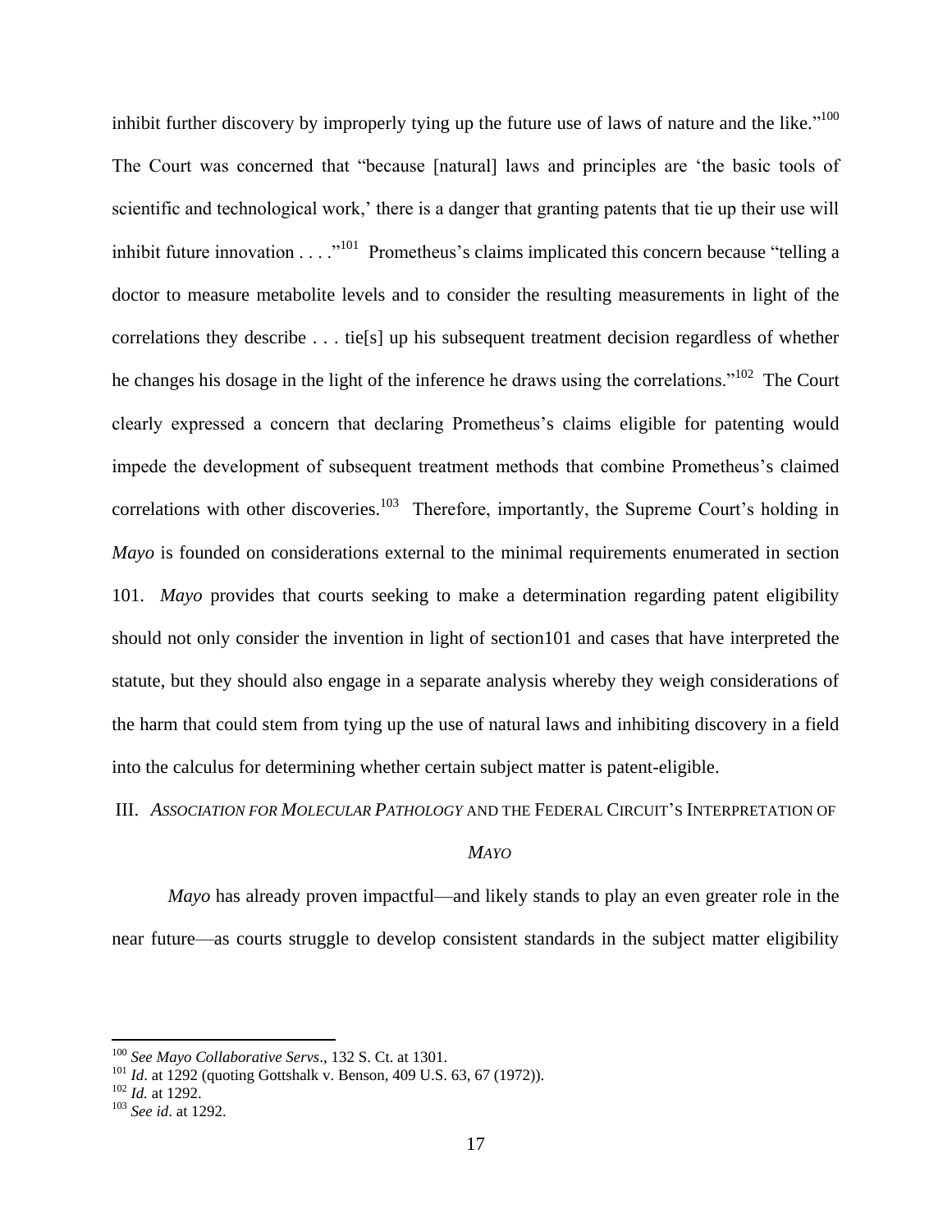inhibit further discovery by improperly tying up the future use of laws of nature and the like."[100] The Court was concerned that "because [natural] laws and principles are 'the basic tools of scientific and technological work,' there is a danger that granting patents that tie up their use will inhibit future innovation . . . ."[101] Prometheus's claims implicated this concern because "telling a doctor to measure metabolite levels and to consider the resulting measurements in light of the correlations they describe . . . tie[s] up his subsequent treatment decision regardless of whether he changes his dosage in the light of the inference he draws using the correlations."[102] The Court clearly expressed a concern that declaring Prometheus's claims eligible for patenting would impede the development of subsequent treatment methods that combine Prometheus's claimed correlations with other discoveries.[103] Therefore, importantly, the Supreme Court's holding in *Mayo* is founded on considerations external to the minimal requirements enumerated in section 101. *Mayo* provides that courts seeking to make a determination regarding patent eligibility should not only consider the invention in light of section101 and cases that have interpreted the statute, but they should also engage in a separate analysis whereby they weigh considerations of the harm that could stem from tying up the use of natural laws and inhibiting discovery in a field into the calculus for determining whether certain subject matter is patent-eligible.

## III. *ASSOCIATION FOR MOLECULAR PATHOLOGY* AND THE FEDERAL CIRCUIT'S INTERPRETATION OF *MAYO*

*Mayo* has already proven impactful—and likely stands to play an even greater role in the near future—as courts struggle to develop consistent standards in the subject matter eligibility

---

[100] *See Mayo Collaborative Servs*., 132 S. Ct. at 1301.

[101] *Id*. at 1292 (quoting Gottshalk v. Benson, 409 U.S. 63, 67 (1972)).

[102] *Id.* at 1292.

[103] *See id*. at 1292.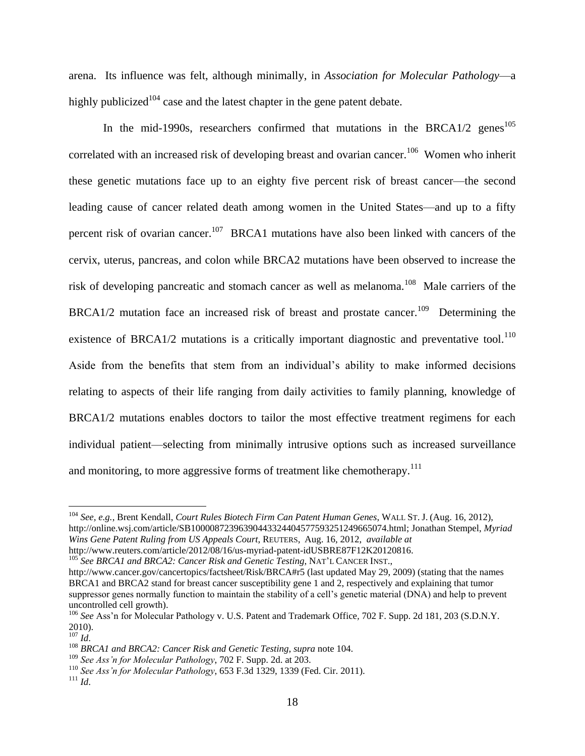arena. Its influence was felt, although minimally, in *Association for Molecular Pathology*—a highly publicized[104] case and the latest chapter in the gene patent debate.

In the mid-1990s, researchers confirmed that mutations in the BRCA1/2 genes[105] correlated with an increased risk of developing breast and ovarian cancer.[106] Women who inherit these genetic mutations face up to an eighty five percent risk of breast cancer—the second leading cause of cancer related death among women in the United States—and up to a fifty percent risk of ovarian cancer.[107] BRCA1 mutations have also been linked with cancers of the cervix, uterus, pancreas, and colon while BRCA2 mutations have been observed to increase the risk of developing pancreatic and stomach cancer as well as melanoma.[108] Male carriers of the BRCA1/2 mutation face an increased risk of breast and prostate cancer.[109] Determining the existence of BRCA1/2 mutations is a critically important diagnostic and preventative tool.[110] Aside from the benefits that stem from an individual's ability to make informed decisions relating to aspects of their life ranging from daily activities to family planning, knowledge of BRCA1/2 mutations enables doctors to tailor the most effective treatment regimens for each individual patient—selecting from minimally intrusive options such as increased surveillance and monitoring, to more aggressive forms of treatment like chemotherapy.[111]

---

[104] *See, e.g.*, Brent Kendall, *Court Rules Biotech Firm Can Patent Human Genes*, WALL ST. J. (Aug. 16, 2012), http://online.wsj.com/article/SB10000872396390443324404577593251249665074.html; Jonathan Stempel, *Myriad Wins Gene Patent Ruling from US Appeals Court*, REUTERS, Aug. 16, 2012, *available at* http://www.reuters.com/article/2012/08/16/us-myriad-patent-idUSBRE87F12K20120816.

[105] *See BRCA1 and BRCA2: Cancer Risk and Genetic Testing*, NAT'L CANCER INST., http://www.cancer.gov/cancertopics/factsheet/Risk/BRCA#r5 (last updated May 29, 2009) (stating that the names BRCA1 and BRCA2 stand for breast cancer susceptibility gene 1 and 2, respectively and explaining that tumor suppressor genes normally function to maintain the stability of a cell's genetic material (DNA) and help to prevent uncontrolled cell growth).

[106] *See* Ass'n for Molecular Pathology v. U.S. Patent and Trademark Office, 702 F. Supp. 2d 181, 203 (S.D.N.Y. 2010).

[107] *Id*.

[108] *BRCA1 and BRCA2: Cancer Risk and Genetic Testing*, *supra* note 104.

[109] *See Ass'n for Molecular Pathology*, 702 F. Supp. 2d. at 203.

[110] *See Ass'n for Molecular Pathology*, 653 F.3d 1329, 1339 (Fed. Cir. 2011).

[111] *Id*.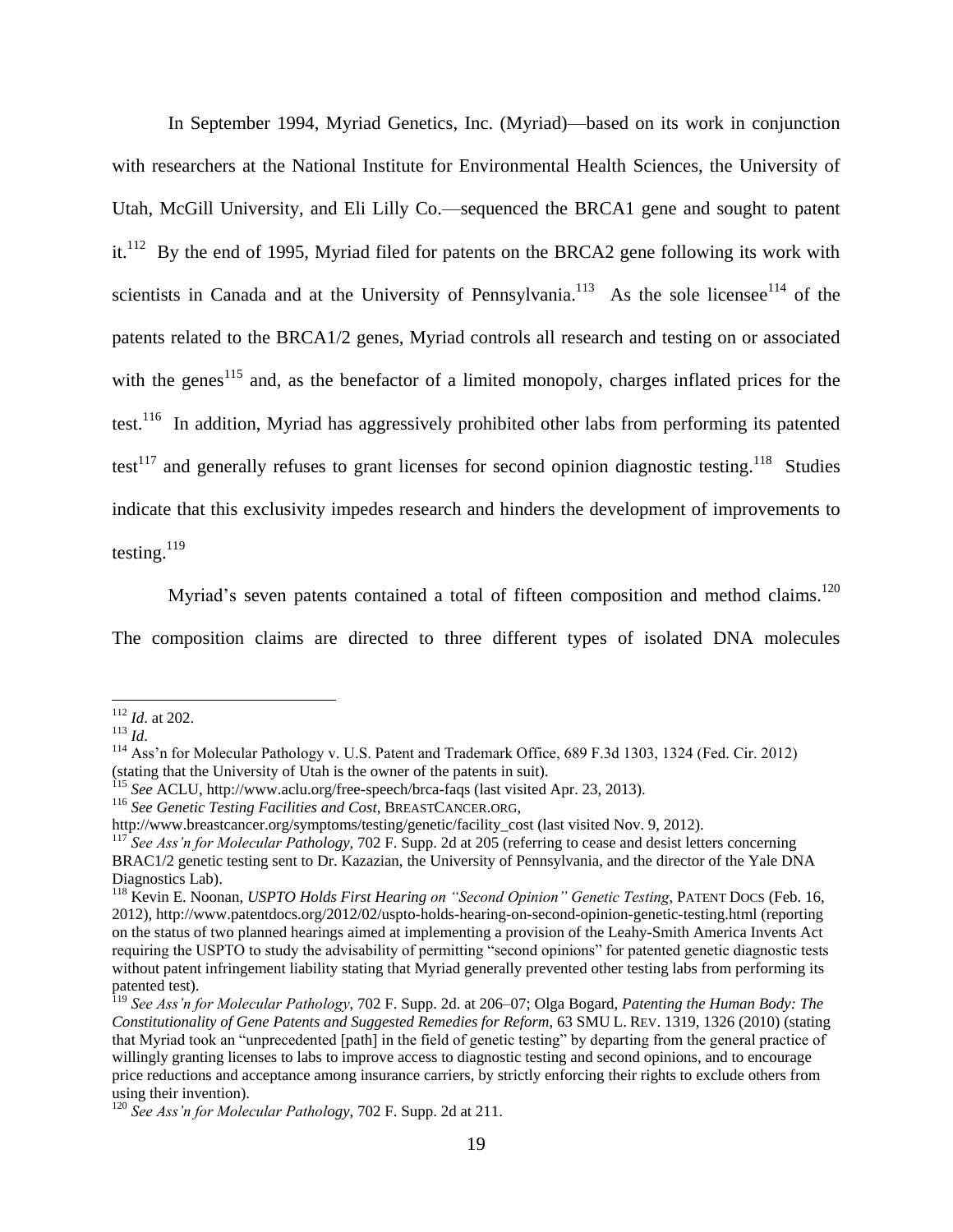In September 1994, Myriad Genetics, Inc. (Myriad)—based on its work in conjunction with researchers at the National Institute for Environmental Health Sciences, the University of Utah, McGill University, and Eli Lilly Co.—sequenced the BRCA1 gene and sought to patent it.[112] By the end of 1995, Myriad filed for patents on the BRCA2 gene following its work with scientists in Canada and at the University of Pennsylvania.[113] As the sole licensee[114] of the patents related to the BRCA1/2 genes, Myriad controls all research and testing on or associated with the genes[115] and, as the benefactor of a limited monopoly, charges inflated prices for the test.[116] In addition, Myriad has aggressively prohibited other labs from performing its patented test[117] and generally refuses to grant licenses for second opinion diagnostic testing.[118] Studies indicate that this exclusivity impedes research and hinders the development of improvements to testing.[119]

Myriad's seven patents contained a total of fifteen composition and method claims.[120] The composition claims are directed to three different types of isolated DNA molecules

---

[112] *Id*. at 202.

[113] *Id*.

[114] Ass'n for Molecular Pathology v. U.S. Patent and Trademark Office, 689 F.3d 1303, 1324 (Fed. Cir. 2012) (stating that the University of Utah is the owner of the patents in suit).

[115] *See* ACLU, http://www.aclu.org/free-speech/brca-faqs (last visited Apr. 23, 2013).

[116] *See Genetic Testing Facilities and Cost*, BREASTCANCER.ORG, http://www.breastcancer.org/symptoms/testing/genetic/facility_cost (last visited Nov. 9, 2012).

[117] *See Ass'n for Molecular Pathology*, 702 F. Supp. 2d at 205 (referring to cease and desist letters concerning BRAC1/2 genetic testing sent to Dr. Kazazian, the University of Pennsylvania, and the director of the Yale DNA Diagnostics Lab).

[118] Kevin E. Noonan, *USPTO Holds First Hearing on "Second Opinion" Genetic Testing*, PATENT DOCS (Feb. 16, 2012), http://www.patentdocs.org/2012/02/uspto-holds-hearing-on-second-opinion-genetic-testing.html (reporting on the status of two planned hearings aimed at implementing a provision of the Leahy-Smith America Invents Act requiring the USPTO to study the advisability of permitting "second opinions" for patented genetic diagnostic tests without patent infringement liability stating that Myriad generally prevented other testing labs from performing its patented test).

[119] *See Ass'n for Molecular Pathology*, 702 F. Supp. 2d. at 206–07; Olga Bogard, *Patenting the Human Body: The Constitutionality of Gene Patents and Suggested Remedies for Reform*, 63 SMU L. REV. 1319, 1326 (2010) (stating that Myriad took an "unprecedented [path] in the field of genetic testing" by departing from the general practice of willingly granting licenses to labs to improve access to diagnostic testing and second opinions, and to encourage price reductions and acceptance among insurance carriers, by strictly enforcing their rights to exclude others from using their invention).

[120] *See Ass'n for Molecular Pathology*, 702 F. Supp. 2d at 211.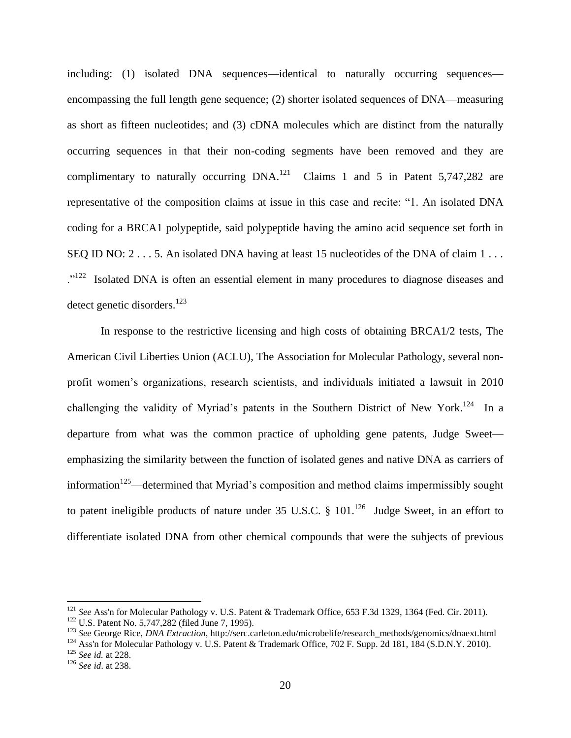including: (1) isolated DNA sequences—identical to naturally occurring sequences—encompassing the full length gene sequence; (2) shorter isolated sequences of DNA—measuring as short as fifteen nucleotides; and (3) cDNA molecules which are distinct from the naturally occurring sequences in that their non-coding segments have been removed and they are complimentary to naturally occurring DNA.[121] Claims 1 and 5 in Patent 5,747,282 are representative of the composition claims at issue in this case and recite: "1. An isolated DNA coding for a BRCA1 polypeptide, said polypeptide having the amino acid sequence set forth in SEQ ID NO: 2 . . . 5. An isolated DNA having at least 15 nucleotides of the DNA of claim 1 . . . ."[122] Isolated DNA is often an essential element in many procedures to diagnose diseases and detect genetic disorders.[123]

In response to the restrictive licensing and high costs of obtaining BRCA1/2 tests, The American Civil Liberties Union (ACLU), The Association for Molecular Pathology, several non-profit women's organizations, research scientists, and individuals initiated a lawsuit in 2010 challenging the validity of Myriad's patents in the Southern District of New York.[124] In a departure from what was the common practice of upholding gene patents, Judge Sweet—emphasizing the similarity between the function of isolated genes and native DNA as carriers of information[125]—determined that Myriad's composition and method claims impermissibly sought to patent ineligible products of nature under 35 U.S.C. § 101.[126] Judge Sweet, in an effort to differentiate isolated DNA from other chemical compounds that were the subjects of previous

---

[121] *See* Ass'n for Molecular Pathology v. U.S. Patent & Trademark Office, 653 F.3d 1329, 1364 (Fed. Cir. 2011).

[122] U.S. Patent No. 5,747,282 (filed June 7, 1995).

[123] *See* George Rice, *DNA Extraction*, http://serc.carleton.edu/microbelife/research_methods/genomics/dnaext.html

[124] Ass'n for Molecular Pathology v. U.S. Patent & Trademark Office, 702 F. Supp. 2d 181, 184 (S.D.N.Y. 2010).

[125] *See id.* at 228.

[126] *See id*. at 238.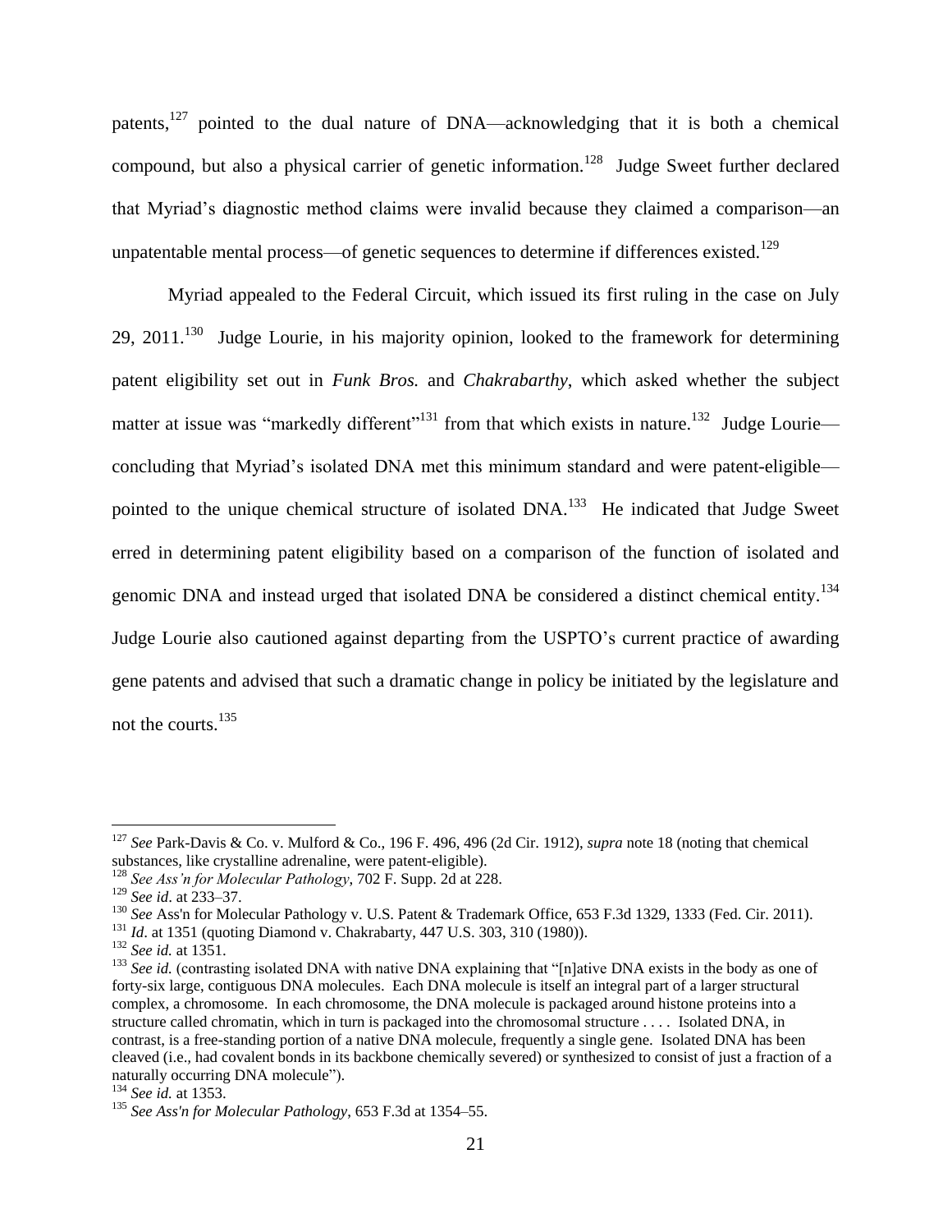patents,[127] pointed to the dual nature of DNA—acknowledging that it is both a chemical compound, but also a physical carrier of genetic information.[128] Judge Sweet further declared that Myriad's diagnostic method claims were invalid because they claimed a comparison—an unpatentable mental process—of genetic sequences to determine if differences existed.[129]

Myriad appealed to the Federal Circuit, which issued its first ruling in the case on July 29, 2011.[130] Judge Lourie, in his majority opinion, looked to the framework for determining patent eligibility set out in *Funk Bros.* and *Chakrabarthy*, which asked whether the subject matter at issue was "markedly different"[131] from that which exists in nature.[132] Judge Lourie—concluding that Myriad's isolated DNA met this minimum standard and were patent-eligible—pointed to the unique chemical structure of isolated DNA.[133] He indicated that Judge Sweet erred in determining patent eligibility based on a comparison of the function of isolated and genomic DNA and instead urged that isolated DNA be considered a distinct chemical entity.[134] Judge Lourie also cautioned against departing from the USPTO's current practice of awarding gene patents and advised that such a dramatic change in policy be initiated by the legislature and not the courts.[135]

---

[127] *See* Park-Davis & Co. v. Mulford & Co., 196 F. 496, 496 (2d Cir. 1912), *supra* note 18 (noting that chemical substances, like crystalline adrenaline, were patent-eligible).

[128] *See Ass'n for Molecular Pathology*, 702 F. Supp. 2d at 228.

[129] *See id*. at 233–37.

[130] *See* Ass'n for Molecular Pathology v. U.S. Patent & Trademark Office, 653 F.3d 1329, 1333 (Fed. Cir. 2011).

[131] *Id*. at 1351 (quoting Diamond v. Chakrabarty, 447 U.S. 303, 310 (1980)).

[132] *See id.* at 1351.

[133] *See id.* (contrasting isolated DNA with native DNA explaining that "[n]ative DNA exists in the body as one of forty-six large, contiguous DNA molecules. Each DNA molecule is itself an integral part of a larger structural complex, a chromosome. In each chromosome, the DNA molecule is packaged around histone proteins into a structure called chromatin, which in turn is packaged into the chromosomal structure . . . . Isolated DNA, in contrast, is a free-standing portion of a native DNA molecule, frequently a single gene. Isolated DNA has been cleaved (i.e., had covalent bonds in its backbone chemically severed) or synthesized to consist of just a fraction of a naturally occurring DNA molecule").

[134] *See id.* at 1353.

[135] *See Ass'n for Molecular Pathology*, 653 F.3d at 1354–55.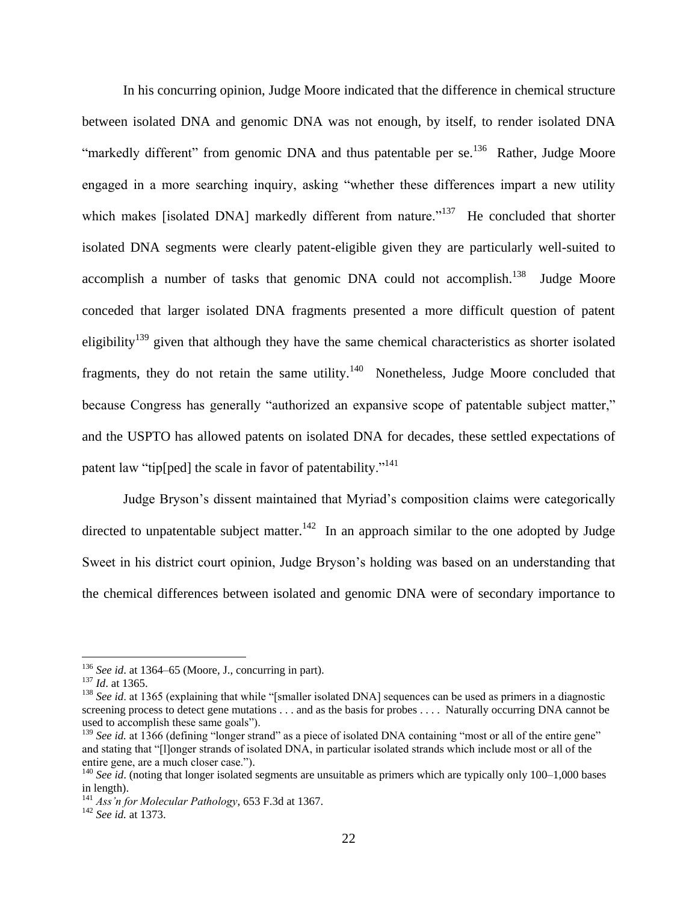In his concurring opinion, Judge Moore indicated that the difference in chemical structure between isolated DNA and genomic DNA was not enough, by itself, to render isolated DNA "markedly different" from genomic DNA and thus patentable per se.[136] Rather, Judge Moore engaged in a more searching inquiry, asking "whether these differences impart a new utility which makes [isolated DNA] markedly different from nature."[137] He concluded that shorter isolated DNA segments were clearly patent-eligible given they are particularly well-suited to accomplish a number of tasks that genomic DNA could not accomplish.[138] Judge Moore conceded that larger isolated DNA fragments presented a more difficult question of patent eligibility[139] given that although they have the same chemical characteristics as shorter isolated fragments, they do not retain the same utility.[140] Nonetheless, Judge Moore concluded that because Congress has generally "authorized an expansive scope of patentable subject matter," and the USPTO has allowed patents on isolated DNA for decades, these settled expectations of patent law "tip[ped] the scale in favor of patentability."[141]

Judge Bryson's dissent maintained that Myriad's composition claims were categorically directed to unpatentable subject matter.[142] In an approach similar to the one adopted by Judge Sweet in his district court opinion, Judge Bryson's holding was based on an understanding that the chemical differences between isolated and genomic DNA were of secondary importance to

---

[136] *See id*. at 1364–65 (Moore, J., concurring in part).

[137] *Id*. at 1365.

[138] *See id*. at 1365 (explaining that while "[smaller isolated DNA] sequences can be used as primers in a diagnostic screening process to detect gene mutations . . . and as the basis for probes . . . . Naturally occurring DNA cannot be used to accomplish these same goals").

[139] *See id.* at 1366 (defining "longer strand" as a piece of isolated DNA containing "most or all of the entire gene" and stating that "[l]onger strands of isolated DNA, in particular isolated strands which include most or all of the entire gene, are a much closer case.").

[140] *See id*. (noting that longer isolated segments are unsuitable as primers which are typically only 100–1,000 bases in length).

[141] *Ass'n for Molecular Pathology*, 653 F.3d at 1367.

[142] *See id.* at 1373.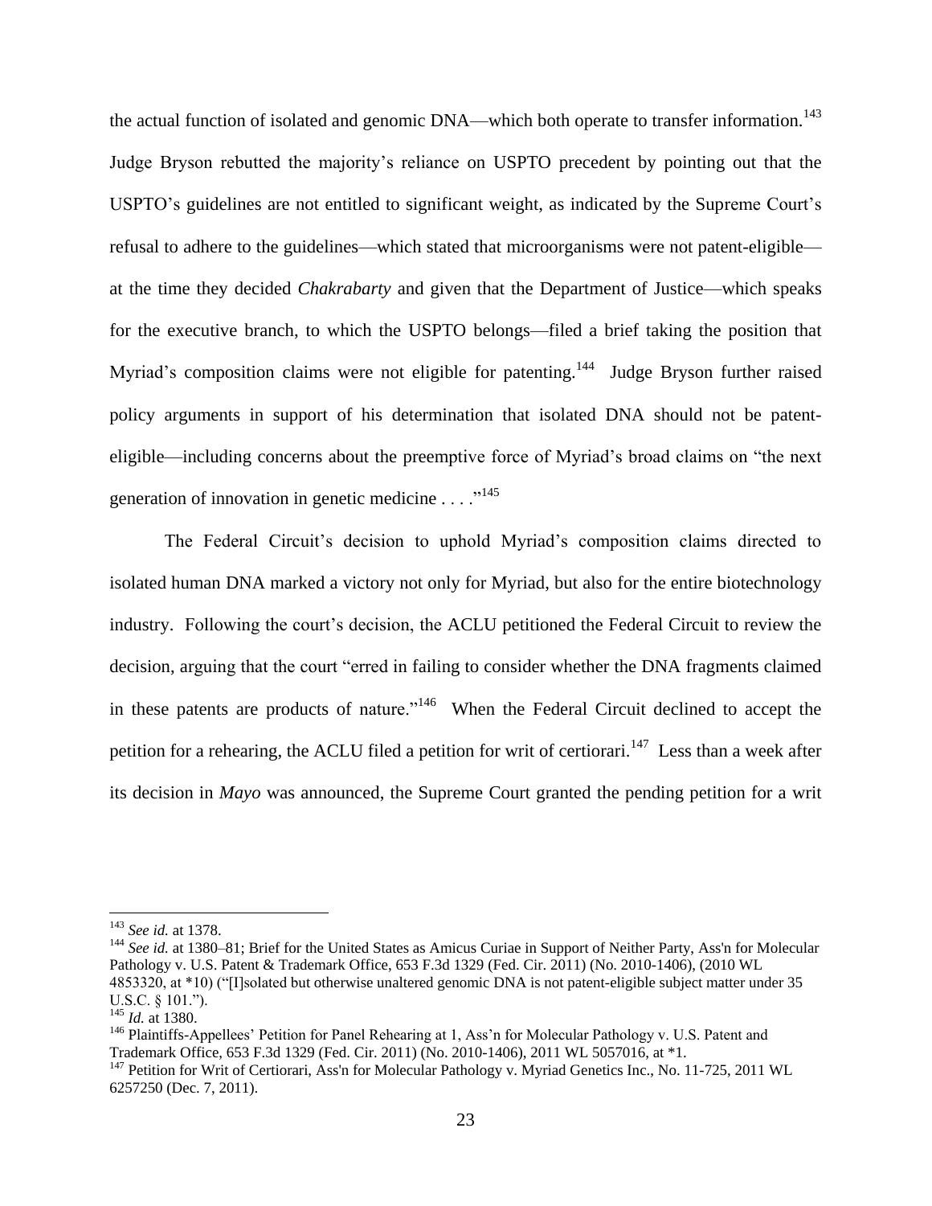the actual function of isolated and genomic DNA—which both operate to transfer information.[143] Judge Bryson rebutted the majority's reliance on USPTO precedent by pointing out that the USPTO's guidelines are not entitled to significant weight, as indicated by the Supreme Court's refusal to adhere to the guidelines—which stated that microorganisms were not patent-eligible—at the time they decided *Chakrabarty* and given that the Department of Justice—which speaks for the executive branch, to which the USPTO belongs—filed a brief taking the position that Myriad's composition claims were not eligible for patenting.[144] Judge Bryson further raised policy arguments in support of his determination that isolated DNA should not be patent-eligible—including concerns about the preemptive force of Myriad's broad claims on "the next generation of innovation in genetic medicine . . . ."[145]

The Federal Circuit's decision to uphold Myriad's composition claims directed to isolated human DNA marked a victory not only for Myriad, but also for the entire biotechnology industry. Following the court's decision, the ACLU petitioned the Federal Circuit to review the decision, arguing that the court "erred in failing to consider whether the DNA fragments claimed in these patents are products of nature."[146] When the Federal Circuit declined to accept the petition for a rehearing, the ACLU filed a petition for writ of certiorari.[147] Less than a week after its decision in *Mayo* was announced, the Supreme Court granted the pending petition for a writ

---

[143] *See id.* at 1378.

[144] *See id.* at 1380–81; Brief for the United States as Amicus Curiae in Support of Neither Party, Ass'n for Molecular Pathology v. U.S. Patent & Trademark Office, 653 F.3d 1329 (Fed. Cir. 2011) (No. 2010-1406), (2010 WL 4853320, at *10) ("[I]solated but otherwise unaltered genomic DNA is not patent-eligible subject matter under 35 U.S.C. § 101.").

[145] *Id.* at 1380.

[146] Plaintiffs-Appellees' Petition for Panel Rehearing at 1, Ass'n for Molecular Pathology v. U.S. Patent and Trademark Office, 653 F.3d 1329 (Fed. Cir. 2011) (No. 2010-1406), 2011 WL 5057016, at *1.

[147] Petition for Writ of Certiorari, Ass'n for Molecular Pathology v. Myriad Genetics Inc., No. 11-725, 2011 WL 6257250 (Dec. 7, 2011).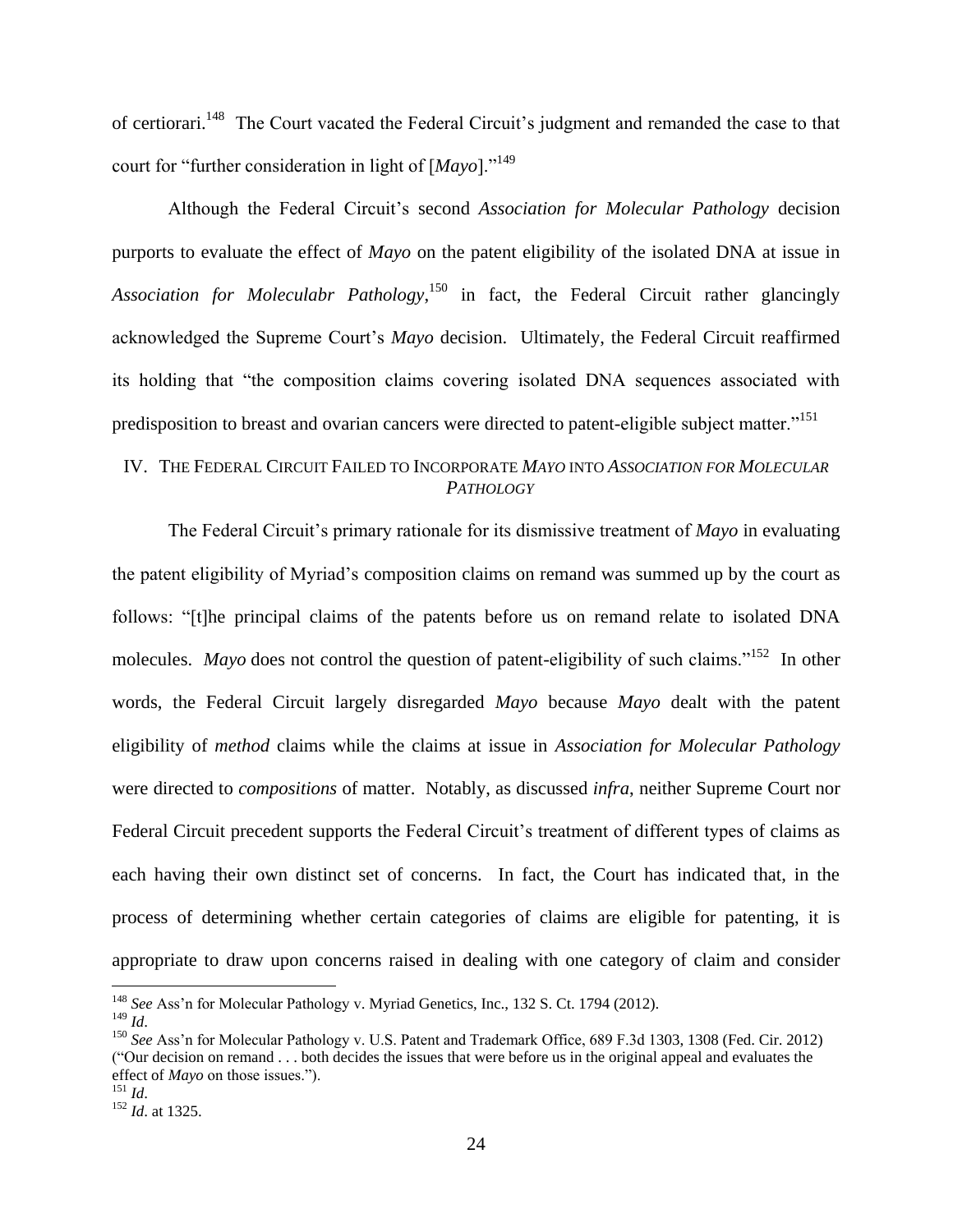of certiorari.[148] The Court vacated the Federal Circuit's judgment and remanded the case to that court for "further consideration in light of [*Mayo*]."[149]

Although the Federal Circuit's second *Association for Molecular Pathology* decision purports to evaluate the effect of *Mayo* on the patent eligibility of the isolated DNA at issue in *Association for Moleculabr Pathology*,[150] in fact, the Federal Circuit rather glancingly acknowledged the Supreme Court's *Mayo* decision. Ultimately, the Federal Circuit reaffirmed its holding that "the composition claims covering isolated DNA sequences associated with predisposition to breast and ovarian cancers were directed to patent-eligible subject matter."[151]

## IV. The Federal Circuit Failed to Incorporate *Mayo* into *Association for Molecular Pathology*

The Federal Circuit's primary rationale for its dismissive treatment of *Mayo* in evaluating the patent eligibility of Myriad's composition claims on remand was summed up by the court as follows: "[t]he principal claims of the patents before us on remand relate to isolated DNA molecules. *Mayo* does not control the question of patent-eligibility of such claims."[152] In other words, the Federal Circuit largely disregarded *Mayo* because *Mayo* dealt with the patent eligibility of *method* claims while the claims at issue in *Association for Molecular Pathology* were directed to *compositions* of matter. Notably, as discussed *infra*, neither Supreme Court nor Federal Circuit precedent supports the Federal Circuit's treatment of different types of claims as each having their own distinct set of concerns. In fact, the Court has indicated that, in the process of determining whether certain categories of claims are eligible for patenting, it is appropriate to draw upon concerns raised in dealing with one category of claim and consider

---

[148] *See* Ass'n for Molecular Pathology v. Myriad Genetics, Inc., 132 S. Ct. 1794 (2012).

[149] *Id*.

[150] *See* Ass'n for Molecular Pathology v. U.S. Patent and Trademark Office, 689 F.3d 1303, 1308 (Fed. Cir. 2012) ("Our decision on remand . . . both decides the issues that were before us in the original appeal and evaluates the effect of *Mayo* on those issues.").

[151] *Id*.

[152] *Id*. at 1325.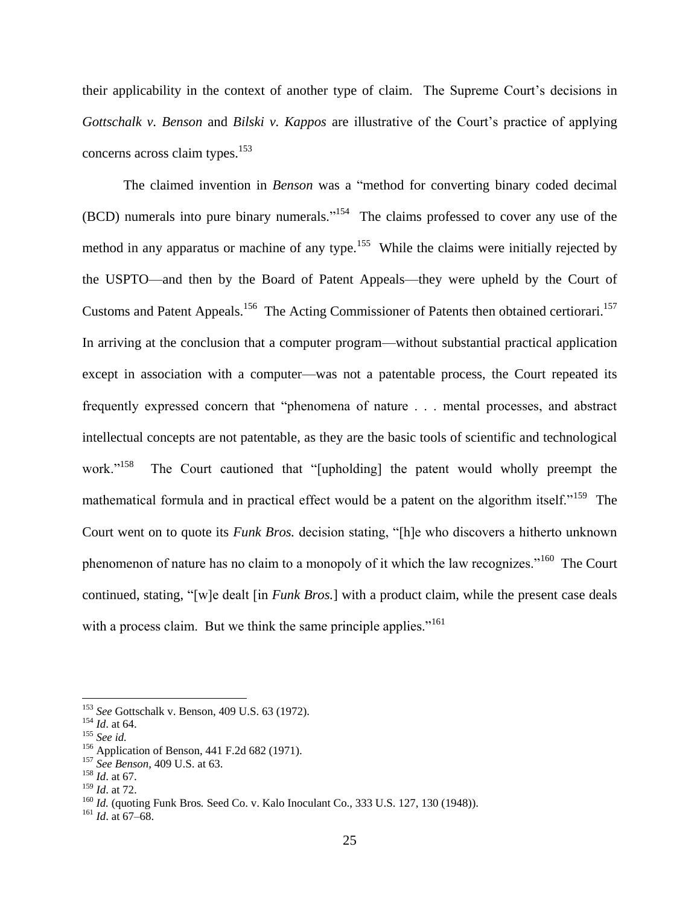their applicability in the context of another type of claim. The Supreme Court's decisions in *Gottschalk v. Benson* and *Bilski v. Kappos* are illustrative of the Court's practice of applying concerns across claim types.[153]

The claimed invention in *Benson* was a "method for converting binary coded decimal (BCD) numerals into pure binary numerals."[154] The claims professed to cover any use of the method in any apparatus or machine of any type.[155] While the claims were initially rejected by the USPTO—and then by the Board of Patent Appeals—they were upheld by the Court of Customs and Patent Appeals.[156] The Acting Commissioner of Patents then obtained certiorari.[157] In arriving at the conclusion that a computer program—without substantial practical application except in association with a computer—was not a patentable process, the Court repeated its frequently expressed concern that "phenomena of nature . . . mental processes, and abstract intellectual concepts are not patentable, as they are the basic tools of scientific and technological work."[158] The Court cautioned that "[upholding] the patent would wholly preempt the mathematical formula and in practical effect would be a patent on the algorithm itself."[159] The Court went on to quote its *Funk Bros.* decision stating, "[h]e who discovers a hitherto unknown phenomenon of nature has no claim to a monopoly of it which the law recognizes."[160] The Court continued, stating, "[w]e dealt [in *Funk Bros.*] with a product claim, while the present case deals with a process claim. But we think the same principle applies."[161]

---

[153] *See* Gottschalk v. Benson, 409 U.S. 63 (1972).
[154] *Id*. at 64.
[155] *See id.*
[156] Application of Benson, 441 F.2d 682 (1971).
[157] *See Benson*, 409 U.S. at 63.
[158] *Id*. at 67.
[159] *Id*. at 72.
[160] *Id.* (quoting Funk Bros*.* Seed Co. v. Kalo Inoculant Co., 333 U.S. 127, 130 (1948)).
[161] *Id*. at 67–68.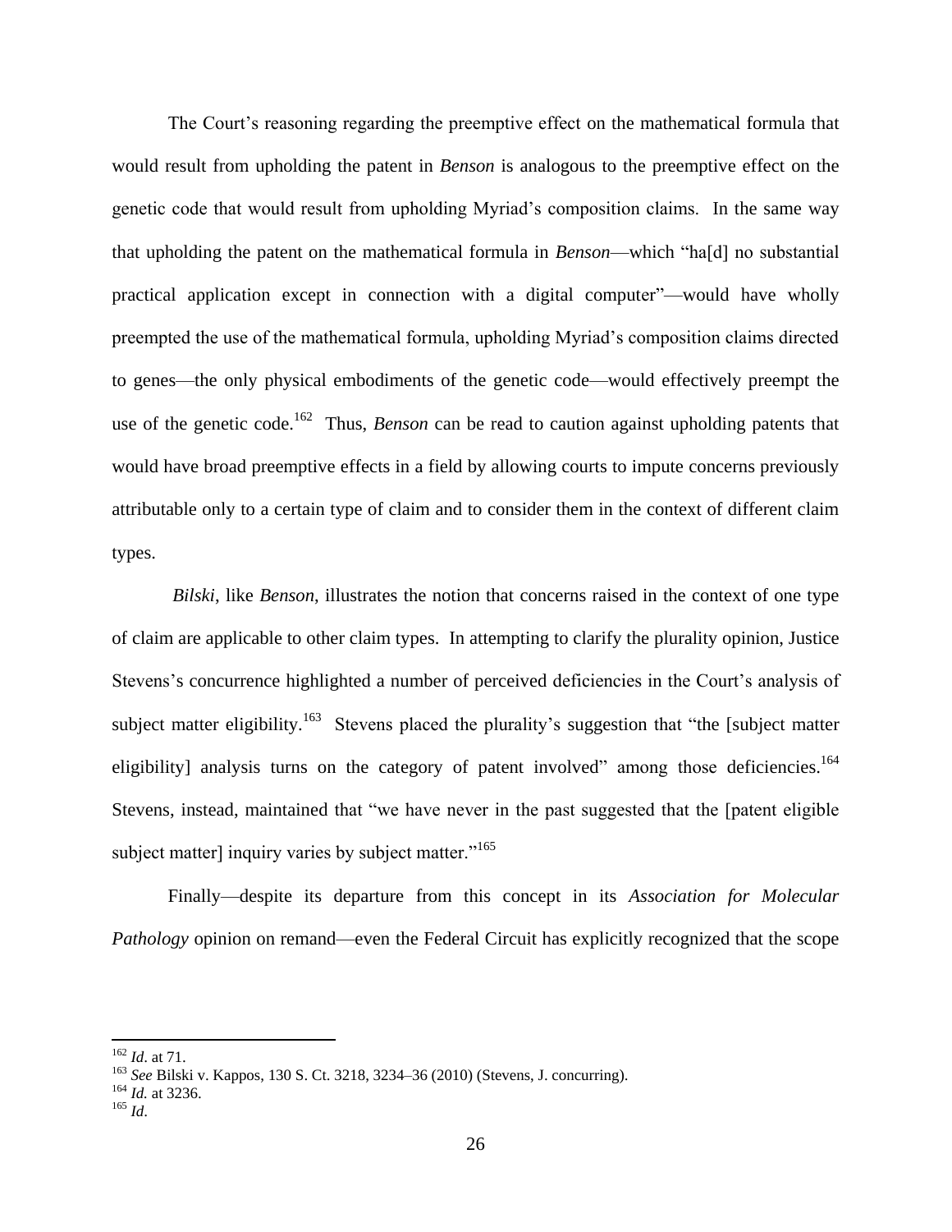The Court's reasoning regarding the preemptive effect on the mathematical formula that would result from upholding the patent in *Benson* is analogous to the preemptive effect on the genetic code that would result from upholding Myriad's composition claims. In the same way that upholding the patent on the mathematical formula in *Benson*—which "ha[d] no substantial practical application except in connection with a digital computer"—would have wholly preempted the use of the mathematical formula, upholding Myriad's composition claims directed to genes—the only physical embodiments of the genetic code—would effectively preempt the use of the genetic code.[162] Thus, *Benson* can be read to caution against upholding patents that would have broad preemptive effects in a field by allowing courts to impute concerns previously attributable only to a certain type of claim and to consider them in the context of different claim types.

*Bilski*, like *Benson*, illustrates the notion that concerns raised in the context of one type of claim are applicable to other claim types. In attempting to clarify the plurality opinion, Justice Stevens's concurrence highlighted a number of perceived deficiencies in the Court's analysis of subject matter eligibility.[163] Stevens placed the plurality's suggestion that "the [subject matter eligibility] analysis turns on the category of patent involved" among those deficiencies.[164] Stevens, instead, maintained that "we have never in the past suggested that the [patent eligible subject matter] inquiry varies by subject matter."[165]

Finally—despite its departure from this concept in its *Association for Molecular Pathology* opinion on remand—even the Federal Circuit has explicitly recognized that the scope

---

[162] *Id*. at 71.
[163] *See* Bilski v. Kappos, 130 S. Ct. 3218, 3234–36 (2010) (Stevens, J. concurring).
[164] *Id.* at 3236.
[165] *Id*.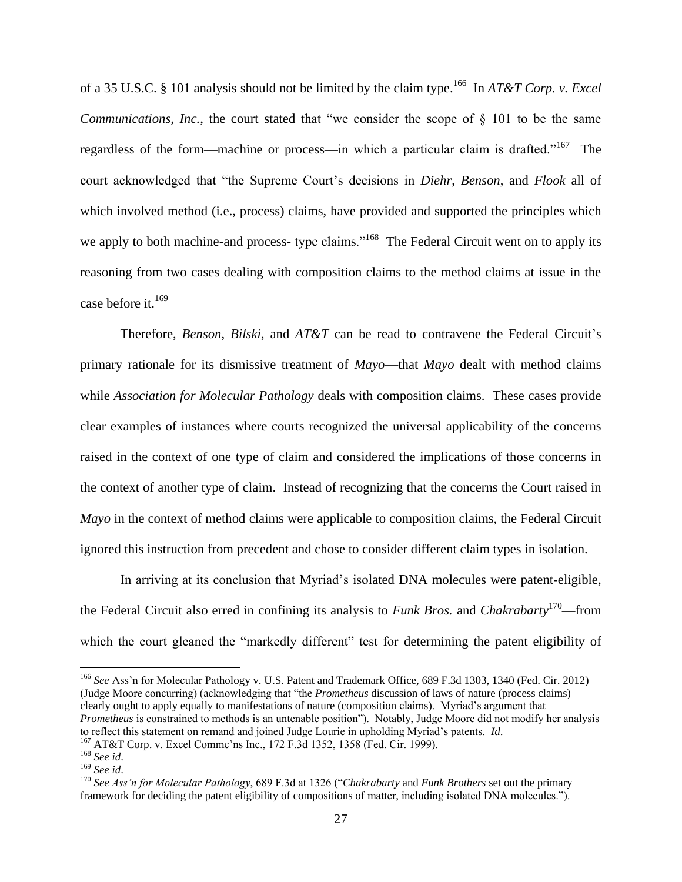of a 35 U.S.C. § 101 analysis should not be limited by the claim type.[166] In *AT&T Corp. v. Excel Communications, Inc.*, the court stated that "we consider the scope of § 101 to be the same regardless of the form—machine or process—in which a particular claim is drafted."[167] The court acknowledged that "the Supreme Court's decisions in *Diehr*, *Benson*, and *Flook* all of which involved method (i.e., process) claims, have provided and supported the principles which we apply to both machine-and process- type claims."[168] The Federal Circuit went on to apply its reasoning from two cases dealing with composition claims to the method claims at issue in the case before it.[169]

Therefore, *Benson*, *Bilski*, and *AT&T* can be read to contravene the Federal Circuit's primary rationale for its dismissive treatment of *Mayo*—that *Mayo* dealt with method claims while *Association for Molecular Pathology* deals with composition claims. These cases provide clear examples of instances where courts recognized the universal applicability of the concerns raised in the context of one type of claim and considered the implications of those concerns in the context of another type of claim. Instead of recognizing that the concerns the Court raised in *Mayo* in the context of method claims were applicable to composition claims, the Federal Circuit ignored this instruction from precedent and chose to consider different claim types in isolation.

In arriving at its conclusion that Myriad's isolated DNA molecules were patent-eligible, the Federal Circuit also erred in confining its analysis to *Funk Bros.* and *Chakrabarty*[170]—from which the court gleaned the "markedly different" test for determining the patent eligibility of

---

[166] *See* Ass'n for Molecular Pathology v. U.S. Patent and Trademark Office, 689 F.3d 1303, 1340 (Fed. Cir. 2012) (Judge Moore concurring) (acknowledging that "the *Prometheus* discussion of laws of nature (process claims) clearly ought to apply equally to manifestations of nature (composition claims). Myriad's argument that *Prometheus* is constrained to methods is an untenable position"). Notably, Judge Moore did not modify her analysis to reflect this statement on remand and joined Judge Lourie in upholding Myriad's patents. *Id*.

[167] AT&T Corp. v. Excel Commc'ns Inc., 172 F.3d 1352, 1358 (Fed. Cir. 1999).

[168] *See id*.

[169] *See id*.

[170] *See Ass'n for Molecular Pathology*, 689 F.3d at 1326 ("*Chakrabarty* and *Funk Brothers* set out the primary framework for deciding the patent eligibility of compositions of matter, including isolated DNA molecules.").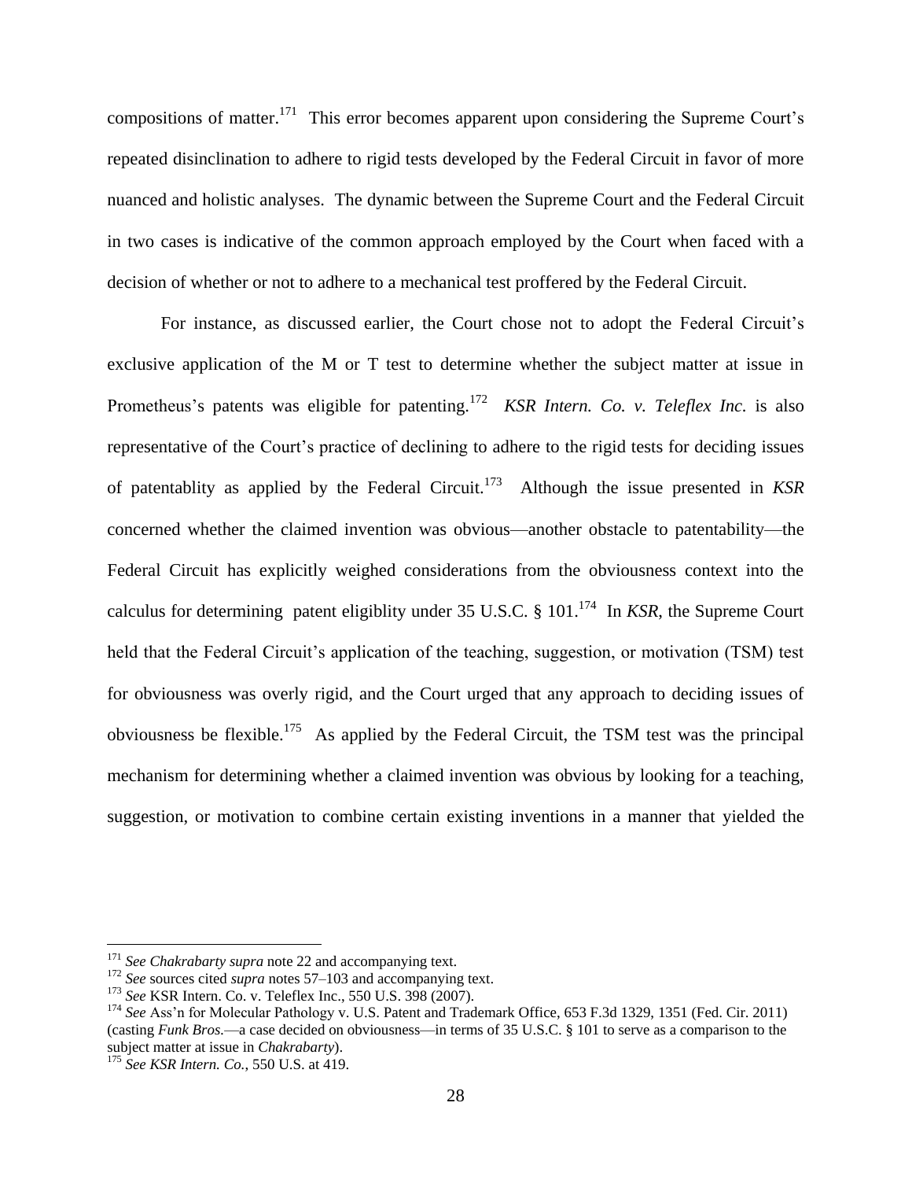compositions of matter.[171] This error becomes apparent upon considering the Supreme Court's repeated disinclination to adhere to rigid tests developed by the Federal Circuit in favor of more nuanced and holistic analyses. The dynamic between the Supreme Court and the Federal Circuit in two cases is indicative of the common approach employed by the Court when faced with a decision of whether or not to adhere to a mechanical test proffered by the Federal Circuit.

For instance, as discussed earlier, the Court chose not to adopt the Federal Circuit's exclusive application of the M or T test to determine whether the subject matter at issue in Prometheus's patents was eligible for patenting.[172] *KSR Intern. Co. v. Teleflex Inc.* is also representative of the Court's practice of declining to adhere to the rigid tests for deciding issues of patentablity as applied by the Federal Circuit.[173] Although the issue presented in *KSR* concerned whether the claimed invention was obvious—another obstacle to patentability—the Federal Circuit has explicitly weighed considerations from the obviousness context into the calculus for determining patent eligiblity under 35 U.S.C. § 101.[174] In *KSR*, the Supreme Court held that the Federal Circuit's application of the teaching, suggestion, or motivation (TSM) test for obviousness was overly rigid, and the Court urged that any approach to deciding issues of obviousness be flexible.[175] As applied by the Federal Circuit, the TSM test was the principal mechanism for determining whether a claimed invention was obvious by looking for a teaching, suggestion, or motivation to combine certain existing inventions in a manner that yielded the

---

[171] *See Chakrabarty supra* note 22 and accompanying text.

[172] *See* sources cited *supra* notes 57–103 and accompanying text.

[173] *See* KSR Intern. Co. v. Teleflex Inc., 550 U.S. 398 (2007).

[174] *See* Ass'n for Molecular Pathology v. U.S. Patent and Trademark Office, 653 F.3d 1329, 1351 (Fed. Cir. 2011) (casting *Funk Bros.*—a case decided on obviousness—in terms of 35 U.S.C. § 101 to serve as a comparison to the subject matter at issue in *Chakrabarty*).

[175] *See KSR Intern. Co.*, 550 U.S. at 419.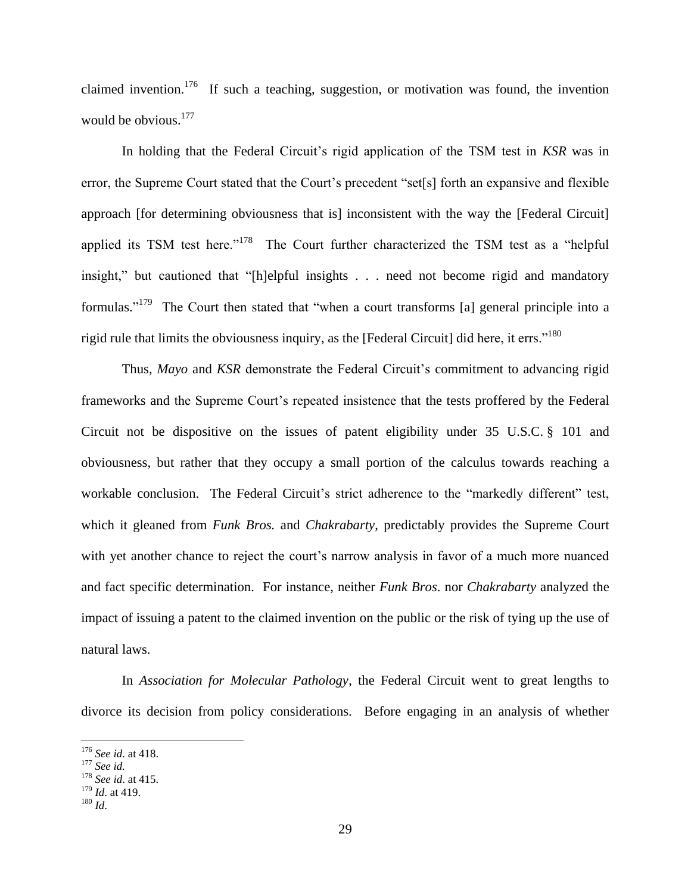claimed invention.[176] If such a teaching, suggestion, or motivation was found, the invention would be obvious.[177]

In holding that the Federal Circuit's rigid application of the TSM test in *KSR* was in error, the Supreme Court stated that the Court's precedent "set[s] forth an expansive and flexible approach [for determining obviousness that is] inconsistent with the way the [Federal Circuit] applied its TSM test here."[178] The Court further characterized the TSM test as a "helpful insight," but cautioned that "[h]elpful insights . . . need not become rigid and mandatory formulas."[179] The Court then stated that "when a court transforms [a] general principle into a rigid rule that limits the obviousness inquiry, as the [Federal Circuit] did here, it errs."[180]

Thus, *Mayo* and *KSR* demonstrate the Federal Circuit's commitment to advancing rigid frameworks and the Supreme Court's repeated insistence that the tests proffered by the Federal Circuit not be dispositive on the issues of patent eligibility under 35 U.S.C. § 101 and obviousness, but rather that they occupy a small portion of the calculus towards reaching a workable conclusion. The Federal Circuit's strict adherence to the "markedly different" test, which it gleaned from *Funk Bros.* and *Chakrabarty*, predictably provides the Supreme Court with yet another chance to reject the court's narrow analysis in favor of a much more nuanced and fact specific determination. For instance, neither *Funk Bros*. nor *Chakrabarty* analyzed the impact of issuing a patent to the claimed invention on the public or the risk of tying up the use of natural laws.

In *Association for Molecular Pathology*, the Federal Circuit went to great lengths to divorce its decision from policy considerations. Before engaging in an analysis of whether

---

[176] *See id*. at 418.
[177] *See id.*
[178] *See id*. at 415.
[179] *Id*. at 419.
[180] *Id*.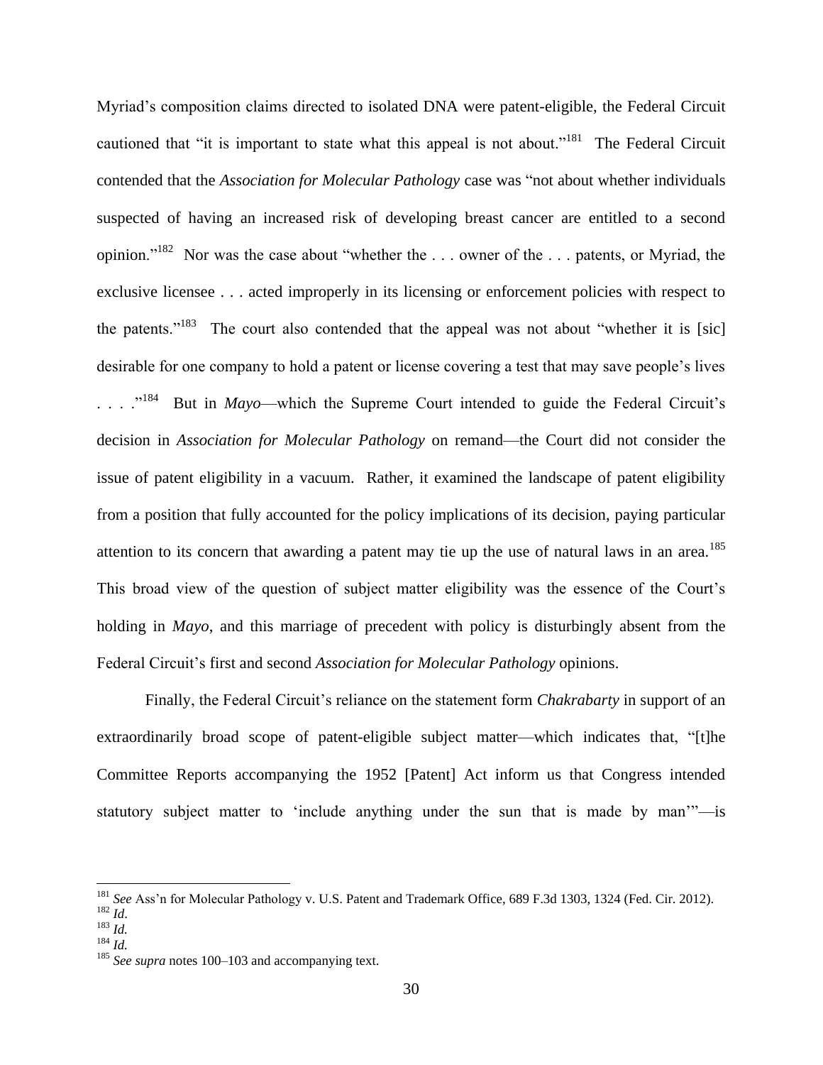Myriad's composition claims directed to isolated DNA were patent-eligible, the Federal Circuit cautioned that "it is important to state what this appeal is not about."[181] The Federal Circuit contended that the *Association for Molecular Pathology* case was "not about whether individuals suspected of having an increased risk of developing breast cancer are entitled to a second opinion."[182] Nor was the case about "whether the . . . owner of the . . . patents, or Myriad, the exclusive licensee . . . acted improperly in its licensing or enforcement policies with respect to the patents."[183] The court also contended that the appeal was not about "whether it is [sic] desirable for one company to hold a patent or license covering a test that may save people's lives . . . ."[184] But in *Mayo*—which the Supreme Court intended to guide the Federal Circuit's decision in *Association for Molecular Pathology* on remand—the Court did not consider the issue of patent eligibility in a vacuum. Rather, it examined the landscape of patent eligibility from a position that fully accounted for the policy implications of its decision, paying particular attention to its concern that awarding a patent may tie up the use of natural laws in an area.[185] This broad view of the question of subject matter eligibility was the essence of the Court's holding in *Mayo*, and this marriage of precedent with policy is disturbingly absent from the Federal Circuit's first and second *Association for Molecular Pathology* opinions.

Finally, the Federal Circuit's reliance on the statement form *Chakrabarty* in support of an extraordinarily broad scope of patent-eligible subject matter—which indicates that, "[t]he Committee Reports accompanying the 1952 [Patent] Act inform us that Congress intended statutory subject matter to 'include anything under the sun that is made by man'"—is

---

[181] *See* Ass'n for Molecular Pathology v. U.S. Patent and Trademark Office, 689 F.3d 1303, 1324 (Fed. Cir. 2012).

[182] *Id*.

[183] *Id.*

[184] *Id.*

[185] *See supra* notes 100–103 and accompanying text.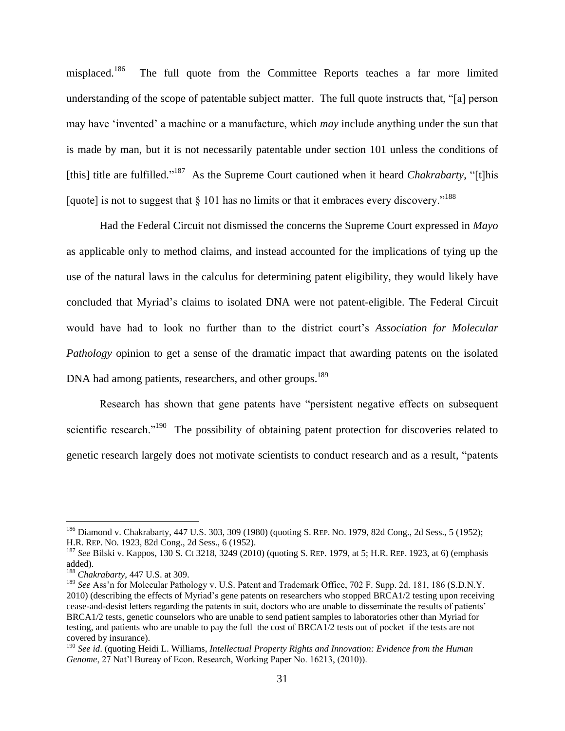misplaced.[186] The full quote from the Committee Reports teaches a far more limited understanding of the scope of patentable subject matter. The full quote instructs that, "[a] person may have 'invented' a machine or a manufacture, which *may* include anything under the sun that is made by man, but it is not necessarily patentable under section 101 unless the conditions of [this] title are fulfilled."[187] As the Supreme Court cautioned when it heard *Chakrabarty*, "[t]his [quote] is not to suggest that § 101 has no limits or that it embraces every discovery."[188]

Had the Federal Circuit not dismissed the concerns the Supreme Court expressed in *Mayo* as applicable only to method claims, and instead accounted for the implications of tying up the use of the natural laws in the calculus for determining patent eligibility, they would likely have concluded that Myriad's claims to isolated DNA were not patent-eligible. The Federal Circuit would have had to look no further than to the district court's *Association for Molecular Pathology* opinion to get a sense of the dramatic impact that awarding patents on the isolated DNA had among patients, researchers, and other groups.[189]

Research has shown that gene patents have "persistent negative effects on subsequent scientific research."[190] The possibility of obtaining patent protection for discoveries related to genetic research largely does not motivate scientists to conduct research and as a result, "patents

---

[186] Diamond v. Chakrabarty, 447 U.S. 303, 309 (1980) (quoting S. REP. NO. 1979, 82d Cong., 2d Sess., 5 (1952); H.R. REP. NO. 1923, 82d Cong., 2d Sess., 6 (1952).

[187] *See* Bilski v. Kappos, 130 S. Ct 3218, 3249 (2010) (quoting S. REP. 1979, at 5; H.R. REP. 1923, at 6) (emphasis added).

[188] *Chakrabarty*, 447 U.S. at 309.

[189] *See* Ass'n for Molecular Pathology v. U.S. Patent and Trademark Office, 702 F. Supp. 2d. 181, 186 (S.D.N.Y. 2010) (describing the effects of Myriad's gene patents on researchers who stopped BRCA1/2 testing upon receiving cease-and-desist letters regarding the patents in suit, doctors who are unable to disseminate the results of patients' BRCA1/2 tests, genetic counselors who are unable to send patient samples to laboratories other than Myriad for testing, and patients who are unable to pay the full the cost of BRCA1/2 tests out of pocket if the tests are not covered by insurance).

[190] *See id*. (quoting Heidi L. Williams, *Intellectual Property Rights and Innovation: Evidence from the Human Genome*, 27 Nat'l Bureay of Econ. Research, Working Paper No. 16213, (2010)).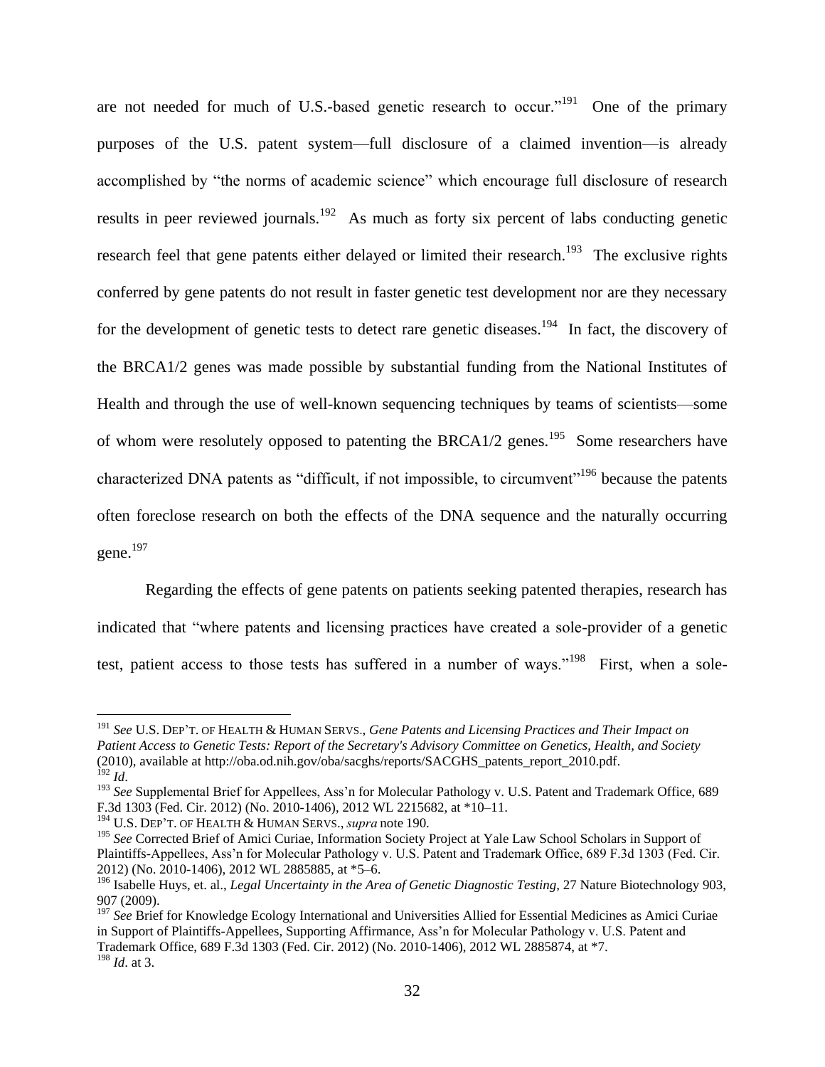are not needed for much of U.S.-based genetic research to occur."[191] One of the primary purposes of the U.S. patent system—full disclosure of a claimed invention—is already accomplished by "the norms of academic science" which encourage full disclosure of research results in peer reviewed journals.[192] As much as forty six percent of labs conducting genetic research feel that gene patents either delayed or limited their research.[193] The exclusive rights conferred by gene patents do not result in faster genetic test development nor are they necessary for the development of genetic tests to detect rare genetic diseases.[194] In fact, the discovery of the BRCA1/2 genes was made possible by substantial funding from the National Institutes of Health and through the use of well-known sequencing techniques by teams of scientists—some of whom were resolutely opposed to patenting the BRCA1/2 genes.[195] Some researchers have characterized DNA patents as "difficult, if not impossible, to circumvent"[196] because the patents often foreclose research on both the effects of the DNA sequence and the naturally occurring gene.[197]

Regarding the effects of gene patents on patients seeking patented therapies, research has indicated that "where patents and licensing practices have created a sole-provider of a genetic test, patient access to those tests has suffered in a number of ways."[198] First, when a sole-

---

[191] *See* U.S. DEP'T. OF HEALTH & HUMAN SERVS., *Gene Patents and Licensing Practices and Their Impact on Patient Access to Genetic Tests: Report of the Secretary's Advisory Committee on Genetics, Health, and Society* (2010), available at http://oba.od.nih.gov/oba/sacghs/reports/SACGHS_patents_report_2010.pdf.

[192] *Id*.

[193] *See* Supplemental Brief for Appellees, Ass'n for Molecular Pathology v. U.S. Patent and Trademark Office, 689 F.3d 1303 (Fed. Cir. 2012) (No. 2010-1406), 2012 WL 2215682, at *10–11.

[194] U.S. DEP'T. OF HEALTH & HUMAN SERVS., *supra* note 190.

[195] *See* Corrected Brief of Amici Curiae, Information Society Project at Yale Law School Scholars in Support of Plaintiffs-Appellees, Ass'n for Molecular Pathology v. U.S. Patent and Trademark Office, 689 F.3d 1303 (Fed. Cir. 2012) (No. 2010-1406), 2012 WL 2885885, at *5–6.

[196] Isabelle Huys, et. al., *Legal Uncertainty in the Area of Genetic Diagnostic Testing*, 27 Nature Biotechnology 903, 907 (2009).

[197] *See* Brief for Knowledge Ecology International and Universities Allied for Essential Medicines as Amici Curiae in Support of Plaintiffs-Appellees, Supporting Affirmance, Ass'n for Molecular Pathology v. U.S. Patent and Trademark Office, 689 F.3d 1303 (Fed. Cir. 2012) (No. 2010-1406), 2012 WL 2885874, at *7.

[198] *Id*. at 3.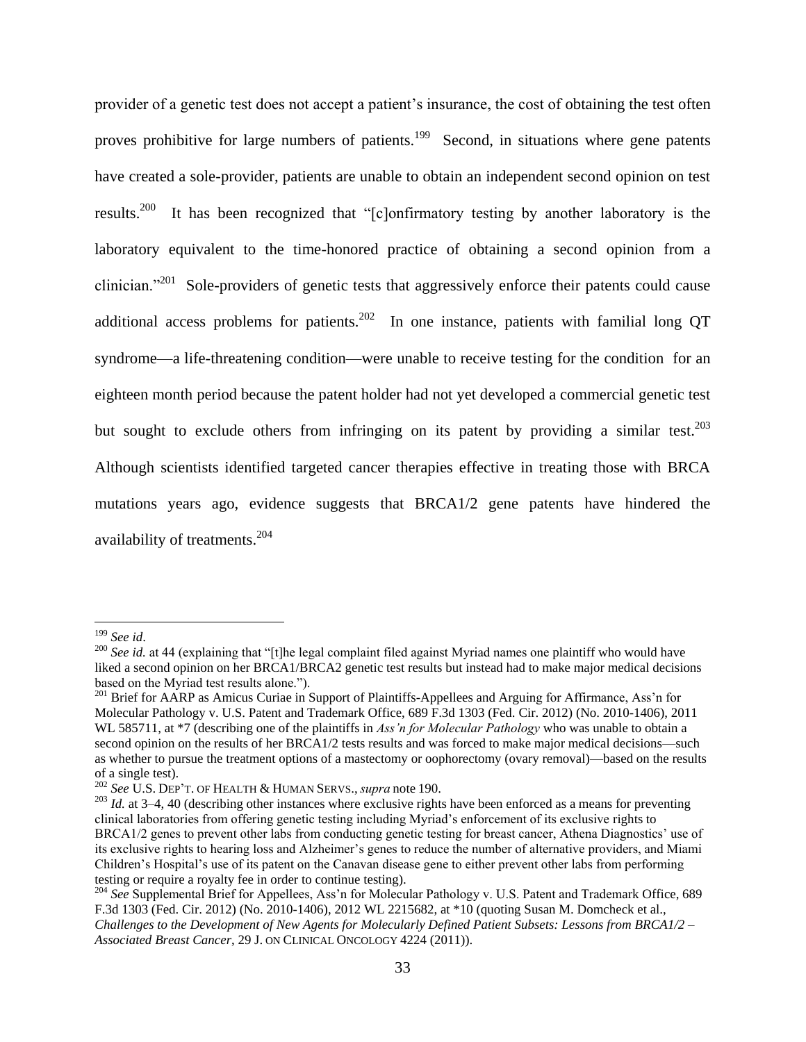provider of a genetic test does not accept a patient's insurance, the cost of obtaining the test often proves prohibitive for large numbers of patients.[199] Second, in situations where gene patents have created a sole-provider, patients are unable to obtain an independent second opinion on test results.[200] It has been recognized that "[c]onfirmatory testing by another laboratory is the laboratory equivalent to the time-honored practice of obtaining a second opinion from a clinician."[201] Sole-providers of genetic tests that aggressively enforce their patents could cause additional access problems for patients.[202] In one instance, patients with familial long QT syndrome—a life-threatening condition—were unable to receive testing for the condition for an eighteen month period because the patent holder had not yet developed a commercial genetic test but sought to exclude others from infringing on its patent by providing a similar test.[203] Although scientists identified targeted cancer therapies effective in treating those with BRCA mutations years ago, evidence suggests that BRCA1/2 gene patents have hindered the availability of treatments.[204]

---

[199] *See id*.

[200] *See id.* at 44 (explaining that "[t]he legal complaint filed against Myriad names one plaintiff who would have liked a second opinion on her BRCA1/BRCA2 genetic test results but instead had to make major medical decisions based on the Myriad test results alone.").

[201] Brief for AARP as Amicus Curiae in Support of Plaintiffs-Appellees and Arguing for Affirmance, Ass'n for Molecular Pathology v. U.S. Patent and Trademark Office, 689 F.3d 1303 (Fed. Cir. 2012) (No. 2010-1406), 2011 WL 585711, at *7 (describing one of the plaintiffs in *Ass'n for Molecular Pathology* who was unable to obtain a second opinion on the results of her BRCA1/2 tests results and was forced to make major medical decisions—such as whether to pursue the treatment options of a mastectomy or oophorectomy (ovary removal)—based on the results of a single test).

[202] *See* U.S. DEP'T. OF HEALTH & HUMAN SERVS., *supra* note 190.

[203] *Id.* at 3–4, 40 (describing other instances where exclusive rights have been enforced as a means for preventing clinical laboratories from offering genetic testing including Myriad's enforcement of its exclusive rights to BRCA1/2 genes to prevent other labs from conducting genetic testing for breast cancer, Athena Diagnostics' use of its exclusive rights to hearing loss and Alzheimer's genes to reduce the number of alternative providers, and Miami Children's Hospital's use of its patent on the Canavan disease gene to either prevent other labs from performing testing or require a royalty fee in order to continue testing).

[204] *See* Supplemental Brief for Appellees, Ass'n for Molecular Pathology v. U.S. Patent and Trademark Office, 689 F.3d 1303 (Fed. Cir. 2012) (No. 2010-1406), 2012 WL 2215682, at *10 (quoting Susan M. Domcheck et al., *Challenges to the Development of New Agents for Molecularly Defined Patient Subsets: Lessons from BRCA1/2 – Associated Breast Cancer*, 29 J. ON CLINICAL ONCOLOGY 4224 (2011)).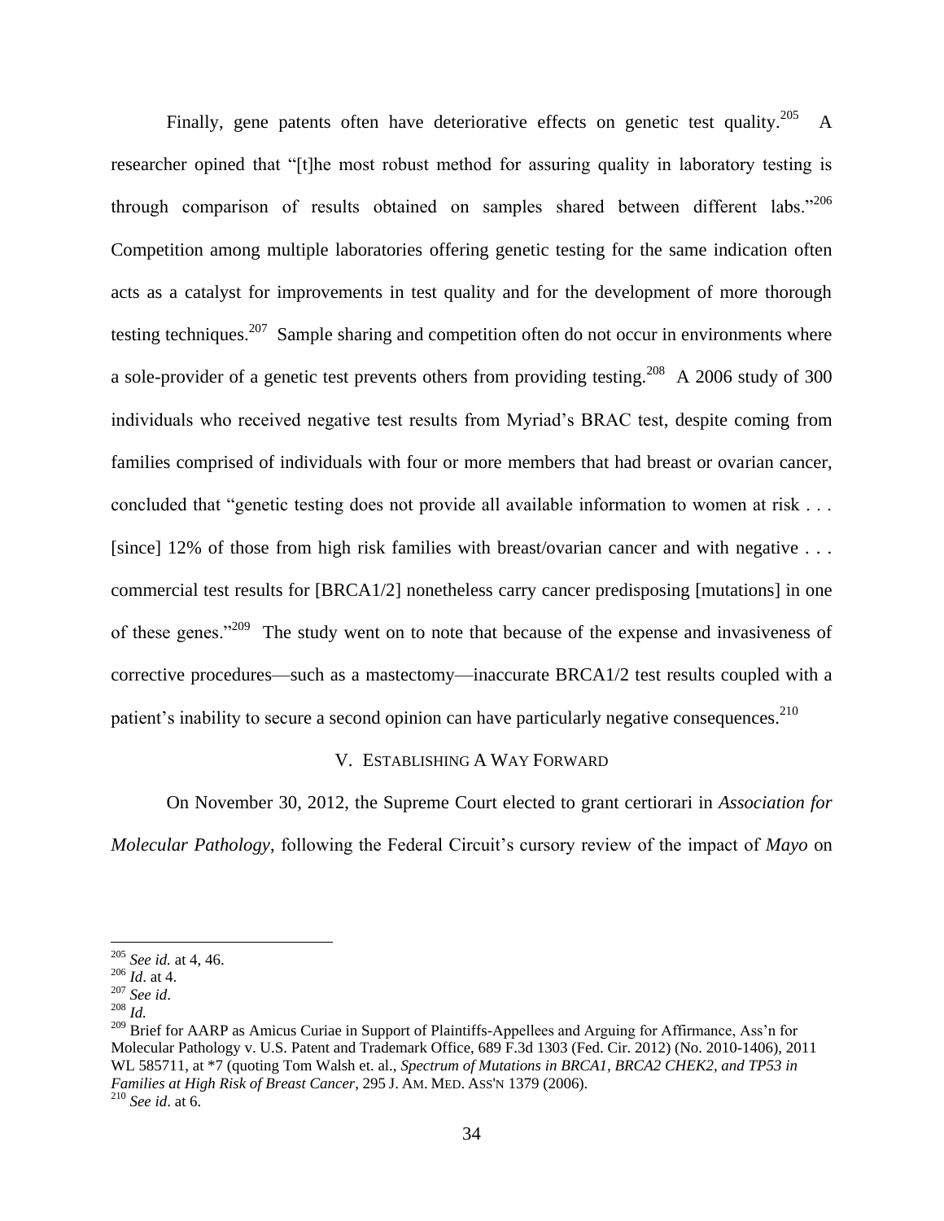Finally, gene patents often have deteriorative effects on genetic test quality.[205] A researcher opined that "[t]he most robust method for assuring quality in laboratory testing is through comparison of results obtained on samples shared between different labs."[206] Competition among multiple laboratories offering genetic testing for the same indication often acts as a catalyst for improvements in test quality and for the development of more thorough testing techniques.[207] Sample sharing and competition often do not occur in environments where a sole-provider of a genetic test prevents others from providing testing.[208] A 2006 study of 300 individuals who received negative test results from Myriad's BRAC test, despite coming from families comprised of individuals with four or more members that had breast or ovarian cancer, concluded that "genetic testing does not provide all available information to women at risk . . . [since] 12% of those from high risk families with breast/ovarian cancer and with negative . . . commercial test results for [BRCA1/2] nonetheless carry cancer predisposing [mutations] in one of these genes."[209] The study went on to note that because of the expense and invasiveness of corrective procedures—such as a mastectomy—inaccurate BRCA1/2 test results coupled with a patient's inability to secure a second opinion can have particularly negative consequences.[210]

## V. ESTABLISHING A WAY FORWARD

On November 30, 2012, the Supreme Court elected to grant certiorari in *Association for Molecular Pathology*, following the Federal Circuit's cursory review of the impact of *Mayo* on

---

[205] *See id.* at 4, 46.

[206] *Id*. at 4.

[207] *See id*.

[208] *Id.*

[209] Brief for AARP as Amicus Curiae in Support of Plaintiffs-Appellees and Arguing for Affirmance, Ass'n for Molecular Pathology v. U.S. Patent and Trademark Office, 689 F.3d 1303 (Fed. Cir. 2012) (No. 2010-1406), 2011 WL 585711, at *7 (quoting Tom Walsh et. al., *Spectrum of Mutations in BRCA1, BRCA2 CHEK2, and TP53 in Families at High Risk of Breast Cancer*, 295 J. AM. MED. ASS'N 1379 (2006).

[210] *See id*. at 6.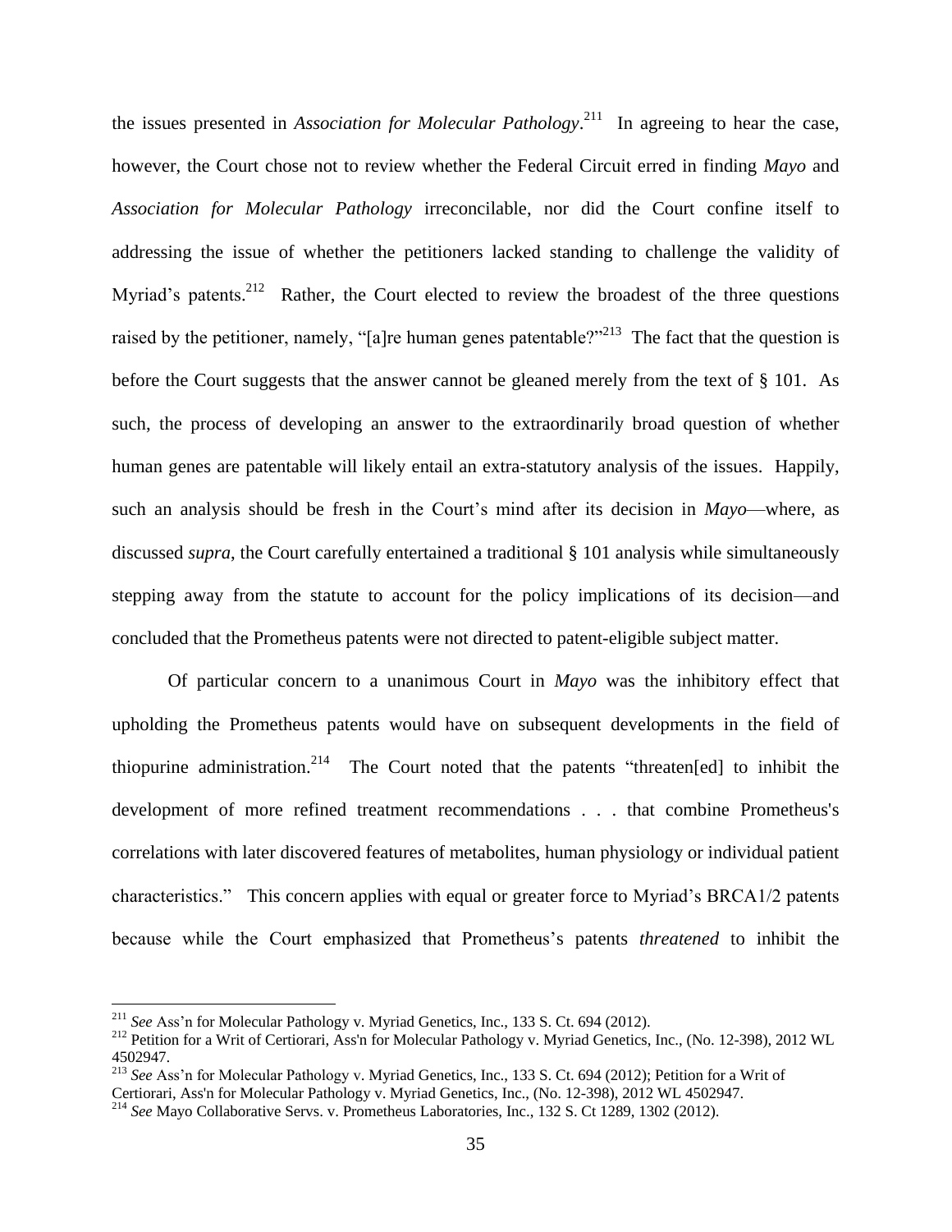the issues presented in *Association for Molecular Pathology*.[211] In agreeing to hear the case, however, the Court chose not to review whether the Federal Circuit erred in finding *Mayo* and *Association for Molecular Pathology* irreconcilable, nor did the Court confine itself to addressing the issue of whether the petitioners lacked standing to challenge the validity of Myriad's patents.[212] Rather, the Court elected to review the broadest of the three questions raised by the petitioner, namely, "[a]re human genes patentable?"[213] The fact that the question is before the Court suggests that the answer cannot be gleaned merely from the text of § 101. As such, the process of developing an answer to the extraordinarily broad question of whether human genes are patentable will likely entail an extra-statutory analysis of the issues. Happily, such an analysis should be fresh in the Court's mind after its decision in *Mayo*—where, as discussed *supra*, the Court carefully entertained a traditional § 101 analysis while simultaneously stepping away from the statute to account for the policy implications of its decision—and concluded that the Prometheus patents were not directed to patent-eligible subject matter.

Of particular concern to a unanimous Court in *Mayo* was the inhibitory effect that upholding the Prometheus patents would have on subsequent developments in the field of thiopurine administration.[214] The Court noted that the patents "threaten[ed] to inhibit the development of more refined treatment recommendations . . . that combine Prometheus's correlations with later discovered features of metabolites, human physiology or individual patient characteristics." This concern applies with equal or greater force to Myriad's BRCA1/2 patents because while the Court emphasized that Prometheus's patents *threatened* to inhibit the

---

[211] *See* Ass'n for Molecular Pathology v. Myriad Genetics, Inc., 133 S. Ct. 694 (2012).

[212] Petition for a Writ of Certiorari, Ass'n for Molecular Pathology v. Myriad Genetics, Inc., (No. 12-398), 2012 WL 4502947.

[213] *See* Ass'n for Molecular Pathology v. Myriad Genetics, Inc., 133 S. Ct. 694 (2012); Petition for a Writ of Certiorari, Ass'n for Molecular Pathology v. Myriad Genetics, Inc., (No. 12-398), 2012 WL 4502947.

[214] *See* Mayo Collaborative Servs. v. Prometheus Laboratories, Inc., 132 S. Ct 1289, 1302 (2012).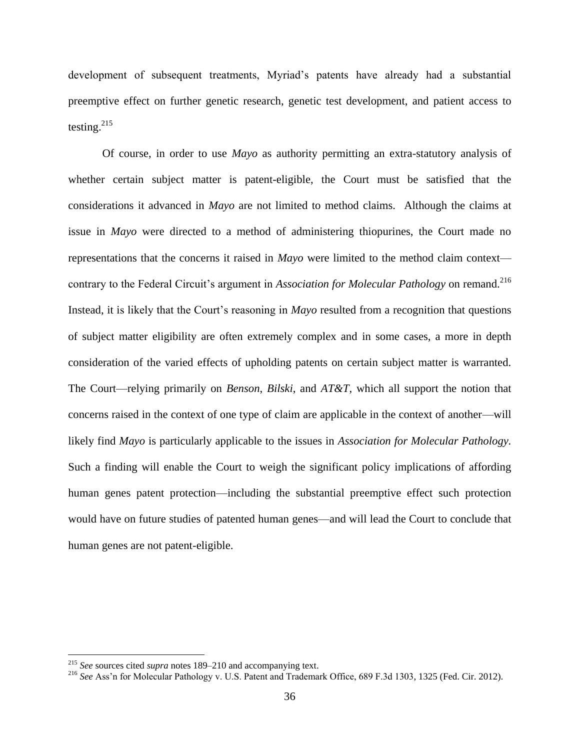development of subsequent treatments, Myriad's patents have already had a substantial preemptive effect on further genetic research, genetic test development, and patient access to testing.[215]

Of course, in order to use *Mayo* as authority permitting an extra-statutory analysis of whether certain subject matter is patent-eligible, the Court must be satisfied that the considerations it advanced in *Mayo* are not limited to method claims. Although the claims at issue in *Mayo* were directed to a method of administering thiopurines, the Court made no representations that the concerns it raised in *Mayo* were limited to the method claim context—contrary to the Federal Circuit's argument in *Association for Molecular Pathology* on remand.[216] Instead, it is likely that the Court's reasoning in *Mayo* resulted from a recognition that questions of subject matter eligibility are often extremely complex and in some cases, a more in depth consideration of the varied effects of upholding patents on certain subject matter is warranted. The Court—relying primarily on *Benson*, *Bilski*, and *AT&T*, which all support the notion that concerns raised in the context of one type of claim are applicable in the context of another—will likely find *Mayo* is particularly applicable to the issues in *Association for Molecular Pathology*. Such a finding will enable the Court to weigh the significant policy implications of affording human genes patent protection—including the substantial preemptive effect such protection would have on future studies of patented human genes—and will lead the Court to conclude that human genes are not patent-eligible.

---

[215] *See* sources cited *supra* notes 189–210 and accompanying text.

[216] *See* Ass'n for Molecular Pathology v. U.S. Patent and Trademark Office, 689 F.3d 1303, 1325 (Fed. Cir. 2012).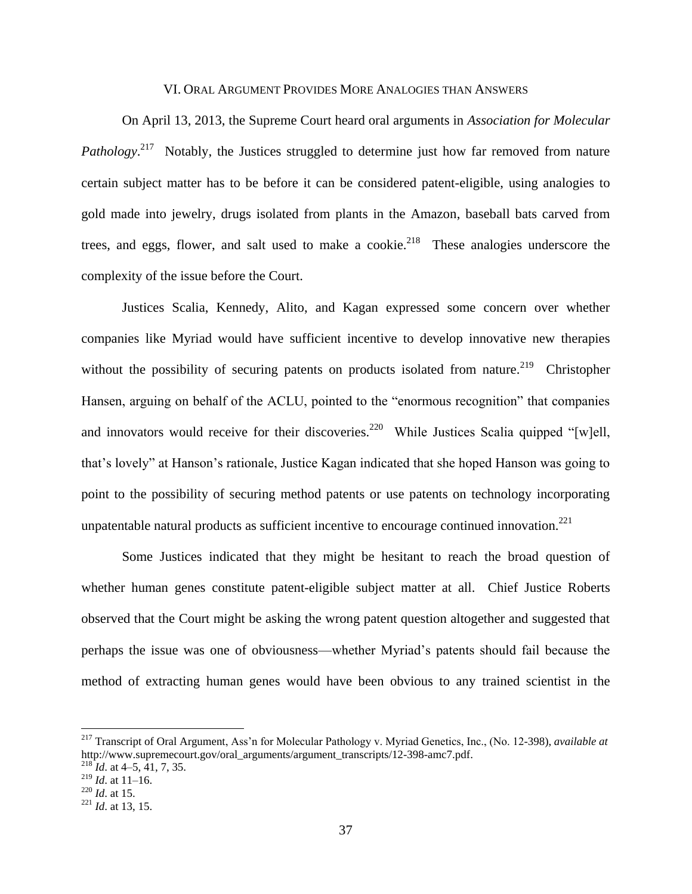## VI. Oral Argument Provides More Analogies than Answers

On April 13, 2013, the Supreme Court heard oral arguments in *Association for Molecular Pathology*.[217] Notably, the Justices struggled to determine just how far removed from nature certain subject matter has to be before it can be considered patent-eligible, using analogies to gold made into jewelry, drugs isolated from plants in the Amazon, baseball bats carved from trees, and eggs, flower, and salt used to make a cookie.[218] These analogies underscore the complexity of the issue before the Court.

Justices Scalia, Kennedy, Alito, and Kagan expressed some concern over whether companies like Myriad would have sufficient incentive to develop innovative new therapies without the possibility of securing patents on products isolated from nature.[219] Christopher Hansen, arguing on behalf of the ACLU, pointed to the "enormous recognition" that companies and innovators would receive for their discoveries.[220] While Justices Scalia quipped "[w]ell, that's lovely" at Hanson's rationale, Justice Kagan indicated that she hoped Hanson was going to point to the possibility of securing method patents or use patents on technology incorporating unpatentable natural products as sufficient incentive to encourage continued innovation.[221]

Some Justices indicated that they might be hesitant to reach the broad question of whether human genes constitute patent-eligible subject matter at all. Chief Justice Roberts observed that the Court might be asking the wrong patent question altogether and suggested that perhaps the issue was one of obviousness—whether Myriad's patents should fail because the method of extracting human genes would have been obvious to any trained scientist in the

---

[217] Transcript of Oral Argument, Ass'n for Molecular Pathology v. Myriad Genetics, Inc., (No. 12-398), *available at* http://www.supremecourt.gov/oral_arguments/argument_transcripts/12-398-amc7.pdf.

[218] *Id*. at 4–5, 41, 7, 35.

[219] *Id*. at 11–16.

[220] *Id*. at 15.

[221] *Id*. at 13, 15.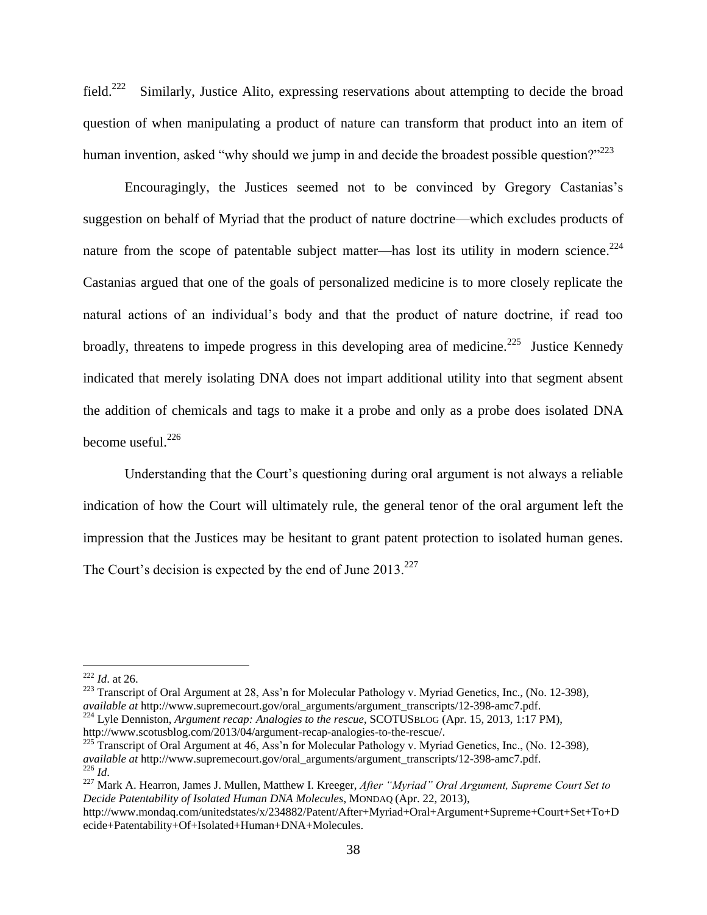field.[222] Similarly, Justice Alito, expressing reservations about attempting to decide the broad question of when manipulating a product of nature can transform that product into an item of human invention, asked "why should we jump in and decide the broadest possible question?"[223]

Encouragingly, the Justices seemed not to be convinced by Gregory Castanias's suggestion on behalf of Myriad that the product of nature doctrine—which excludes products of nature from the scope of patentable subject matter—has lost its utility in modern science.[224] Castanias argued that one of the goals of personalized medicine is to more closely replicate the natural actions of an individual's body and that the product of nature doctrine, if read too broadly, threatens to impede progress in this developing area of medicine.[225] Justice Kennedy indicated that merely isolating DNA does not impart additional utility into that segment absent the addition of chemicals and tags to make it a probe and only as a probe does isolated DNA become useful.[226]

Understanding that the Court's questioning during oral argument is not always a reliable indication of how the Court will ultimately rule, the general tenor of the oral argument left the impression that the Justices may be hesitant to grant patent protection to isolated human genes. The Court's decision is expected by the end of June 2013.[227]

---

[222] *Id*. at 26.

[223] Transcript of Oral Argument at 28, Ass'n for Molecular Pathology v. Myriad Genetics, Inc., (No. 12-398), *available at* http://www.supremecourt.gov/oral_arguments/argument_transcripts/12-398-amc7.pdf.

[224] Lyle Denniston, *Argument recap: Analogies to the rescue*, SCOTUSBLOG (Apr. 15, 2013, 1:17 PM), http://www.scotusblog.com/2013/04/argument-recap-analogies-to-the-rescue/.

[225] Transcript of Oral Argument at 46, Ass'n for Molecular Pathology v. Myriad Genetics, Inc., (No. 12-398), *available at* http://www.supremecourt.gov/oral_arguments/argument_transcripts/12-398-amc7.pdf.

[226] *Id*.

[227] Mark A. Hearron, James J. Mullen, Matthew I. Kreeger, *After "Myriad" Oral Argument, Supreme Court Set to Decide Patentability of Isolated Human DNA Molecules*, MONDAQ (Apr. 22, 2013), http://www.mondaq.com/unitedstates/x/234882/Patent/After+Myriad+Oral+Argument+Supreme+Court+Set+To+Decide+Patentability+Of+Isolated+Human+DNA+Molecules.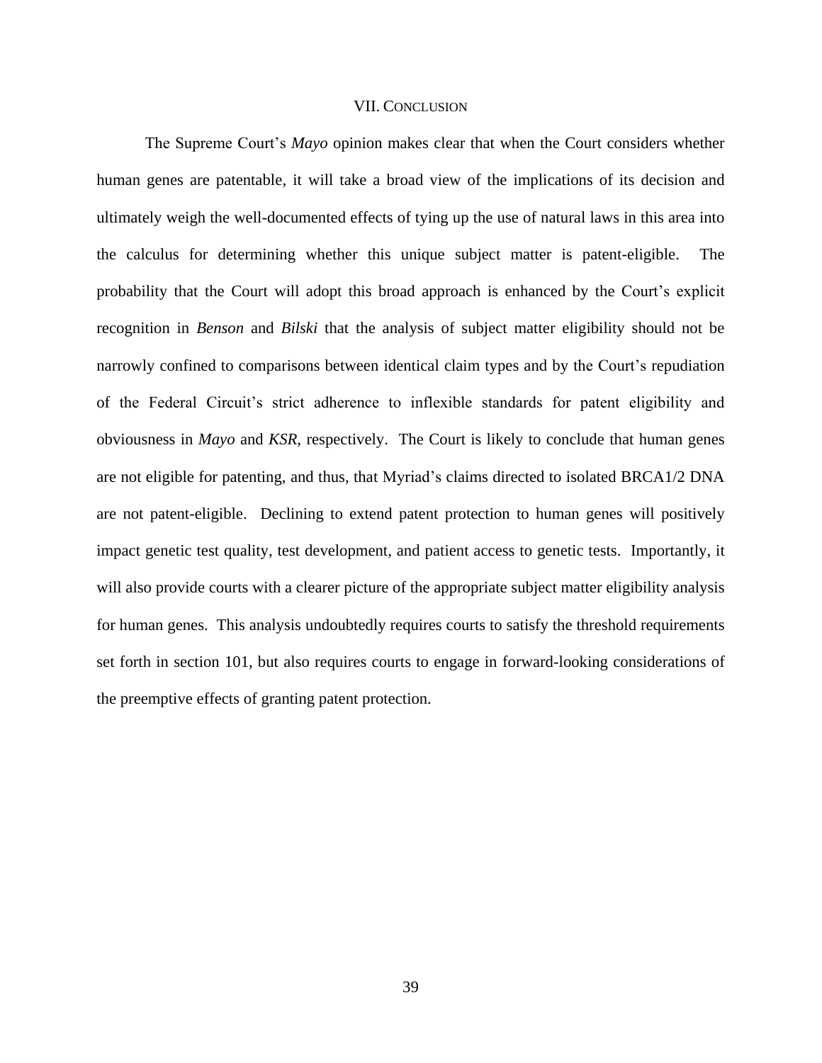## VII. Conclusion

The Supreme Court's *Mayo* opinion makes clear that when the Court considers whether human genes are patentable, it will take a broad view of the implications of its decision and ultimately weigh the well-documented effects of tying up the use of natural laws in this area into the calculus for determining whether this unique subject matter is patent-eligible. The probability that the Court will adopt this broad approach is enhanced by the Court's explicit recognition in *Benson* and *Bilski* that the analysis of subject matter eligibility should not be narrowly confined to comparisons between identical claim types and by the Court's repudiation of the Federal Circuit's strict adherence to inflexible standards for patent eligibility and obviousness in *Mayo* and *KSR*, respectively. The Court is likely to conclude that human genes are not eligible for patenting, and thus, that Myriad's claims directed to isolated BRCA1/2 DNA are not patent-eligible. Declining to extend patent protection to human genes will positively impact genetic test quality, test development, and patient access to genetic tests. Importantly, it will also provide courts with a clearer picture of the appropriate subject matter eligibility analysis for human genes. This analysis undoubtedly requires courts to satisfy the threshold requirements set forth in section 101, but also requires courts to engage in forward-looking considerations of the preemptive effects of granting patent protection.